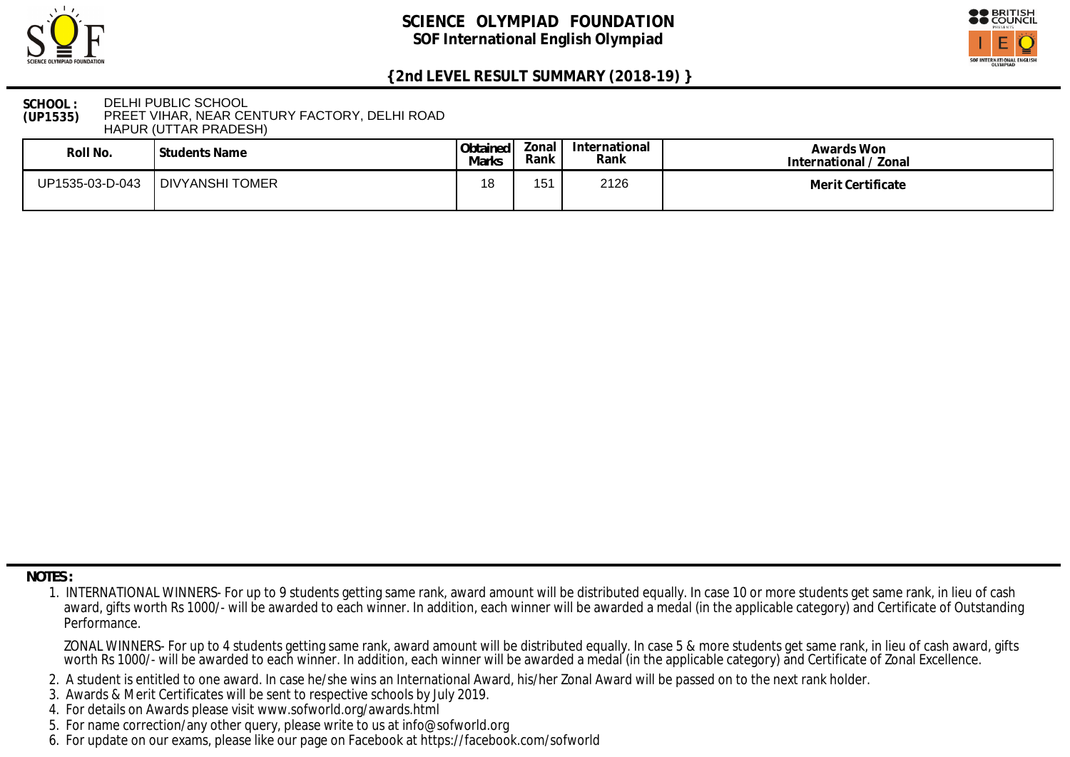# SCIENCE OLYMPIAD FOUNDATION

## SOF International English Olympiad

### {2nd LEVEL RESULT SUMMARY (2018-19) }

**SCHOOL : (UP1535)** DELHI PUBLIC SCHOOL
PREET VIHAR, NEAR CENTURY FACTORY, DELHI ROAD
HAPUR (UTTAR PRADESH)

| Roll No. | Students Name | Obtained Marks | Zonal Rank | International Rank | Awards Won International / Zonal |
|---|---|---|---|---|---|
| UP1535-03-D-043 | DIVYANSHI TOMER | 18 | 151 | 2126 | **Merit Certificate** |

**NOTES :**

1. INTERNATIONAL WINNERS- For up to 9 students getting same rank, award amount will be distributed equally. In case 10 or more students get same rank, in lieu of cash award, gifts worth Rs 1000/- will be awarded to each winner. In addition, each winner will be awarded a medal (in the applicable category) and Certificate of Outstanding Performance.

   ZONAL WINNERS- For up to 4 students getting same rank, award amount will be distributed equally. In case 5 & more students get same rank, in lieu of cash award, gifts worth Rs 1000/- will be awarded to each winner. In addition, each winner will be awarded a medal (in the applicable category) and Certificate of Zonal Excellence.
2. A student is entitled to one award. In case he/she wins an International Award, his/her Zonal Award will be passed on to the next rank holder.
3. Awards & Merit Certificates will be sent to respective schools by July 2019.
4. For details on Awards please visit www.sofworld.org/awards.html
5. For name correction/any other query, please write to us at info@sofworld.org
6. For update on our exams, please like our page on Facebook at https://facebook.com/sofworld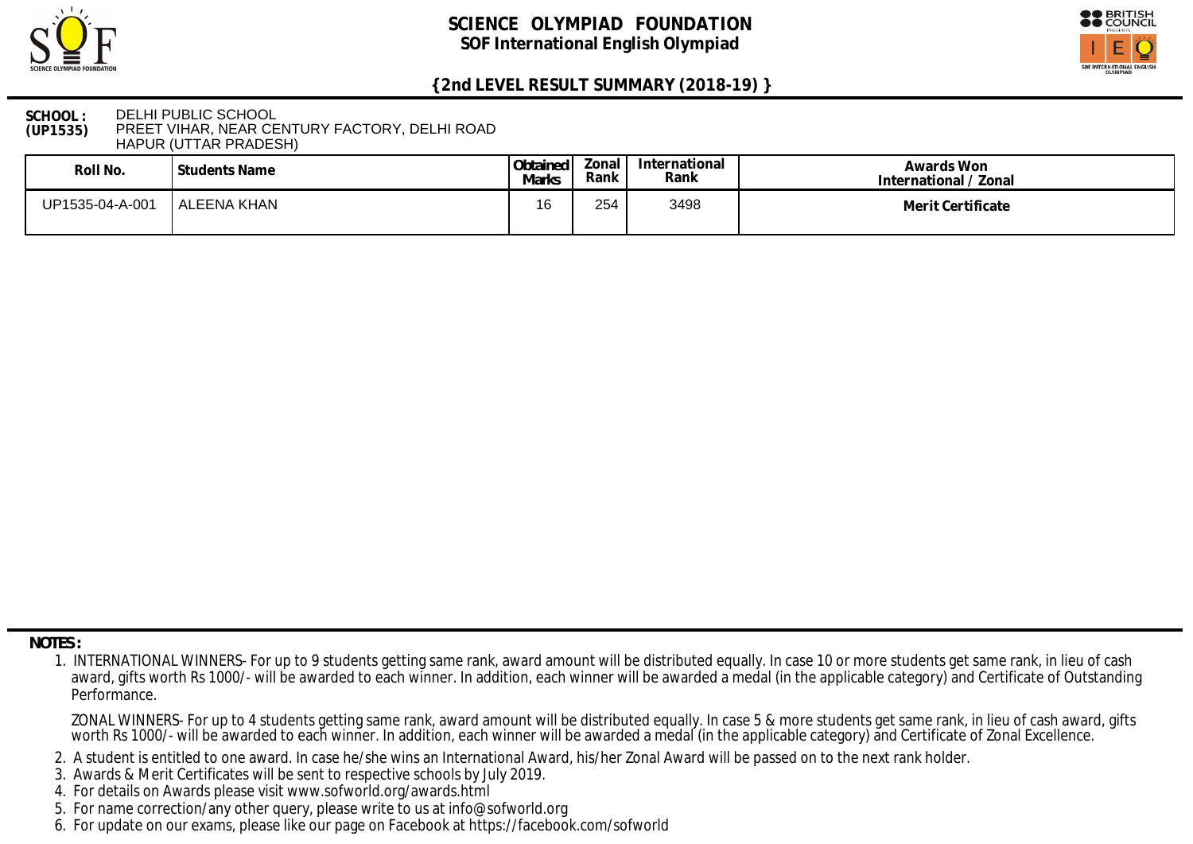# SCIENCE OLYMPIAD FOUNDATION

**SOF International English Olympiad**

## {2nd LEVEL RESULT SUMMARY (2018-19) }

**SCHOOL : (UP1535)** DELHI PUBLIC SCHOOL
PREET VIHAR, NEAR CENTURY FACTORY, DELHI ROAD
HAPUR (UTTAR PRADESH)

| Roll No. | Students Name | Obtained Marks | Zonal Rank | International Rank | Awards Won International / Zonal |
|---|---|---|---|---|---|
| UP1535-04-A-001 | ALEENA KHAN | 16 | 254 | 3498 | **Merit Certificate** |

**NOTES :**

1. INTERNATIONAL WINNERS- For up to 9 students getting same rank, award amount will be distributed equally. In case 10 or more students get same rank, in lieu of cash award, gifts worth Rs 1000/- will be awarded to each winner. In addition, each winner will be awarded a medal (in the applicable category) and Certificate of Outstanding Performance.

   ZONAL WINNERS- For up to 4 students getting same rank, award amount will be distributed equally. In case 5 & more students get same rank, in lieu of cash award, gifts worth Rs 1000/- will be awarded to each winner. In addition, each winner will be awarded a medal (in the applicable category) and Certificate of Zonal Excellence.

2. A student is entitled to one award. In case he/she wins an International Award, his/her Zonal Award will be passed on to the next rank holder.
3. Awards & Merit Certificates will be sent to respective schools by July 2019.
4. For details on Awards please visit www.sofworld.org/awards.html
5. For name correction/any other query, please write to us at info@sofworld.org
6. For update on our exams, please like our page on Facebook at https://facebook.com/sofworld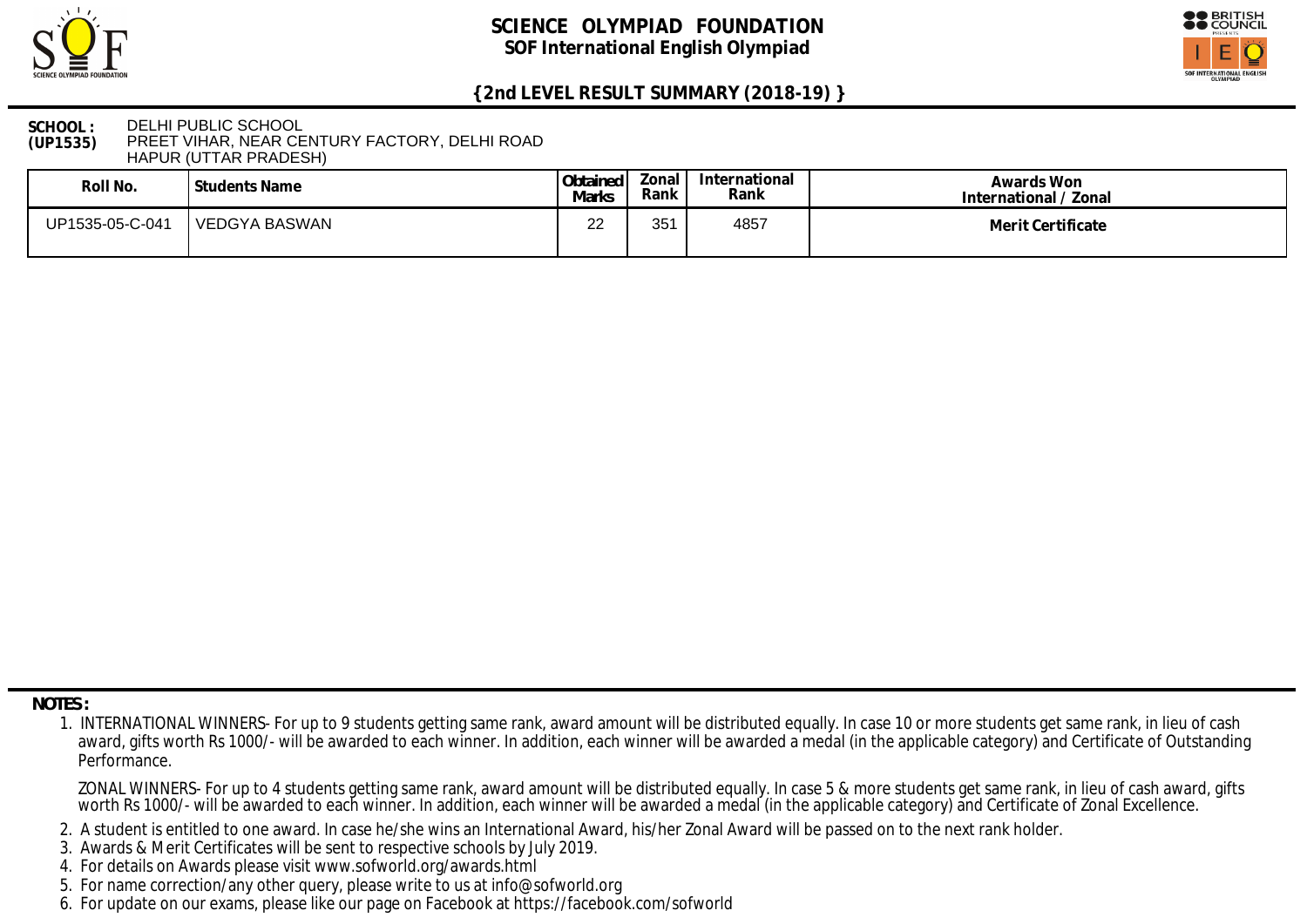# SCIENCE OLYMPIAD FOUNDATION

## SOF International English Olympiad

### {2nd LEVEL RESULT SUMMARY (2018-19) }

**SCHOOL : (UP1535)** DELHI PUBLIC SCHOOL
PREET VIHAR, NEAR CENTURY FACTORY, DELHI ROAD
HAPUR (UTTAR PRADESH)

| Roll No. | Students Name | Obtained Marks | Zonal Rank | International Rank | Awards Won International / Zonal |
|---|---|---|---|---|---|
| UP1535-05-C-041 | VEDGYA BASWAN | 22 | 351 | 4857 | Merit Certificate |

**NOTES :**

1. INTERNATIONAL WINNERS- For up to 9 students getting same rank, award amount will be distributed equally. In case 10 or more students get same rank, in lieu of cash award, gifts worth Rs 1000/- will be awarded to each winner. In addition, each winner will be awarded a medal (in the applicable category) and Certificate of Outstanding Performance.

   ZONAL WINNERS- For up to 4 students getting same rank, award amount will be distributed equally. In case 5 & more students get same rank, in lieu of cash award, gifts worth Rs 1000/- will be awarded to each winner. In addition, each winner will be awarded a medal (in the applicable category) and Certificate of Zonal Excellence.
2. A student is entitled to one award. In case he/she wins an International Award, his/her Zonal Award will be passed on to the next rank holder.
3. Awards & Merit Certificates will be sent to respective schools by July 2019.
4. For details on Awards please visit www.sofworld.org/awards.html
5. For name correction/any other query, please write to us at info@sofworld.org
6. For update on our exams, please like our page on Facebook at https://facebook.com/sofworld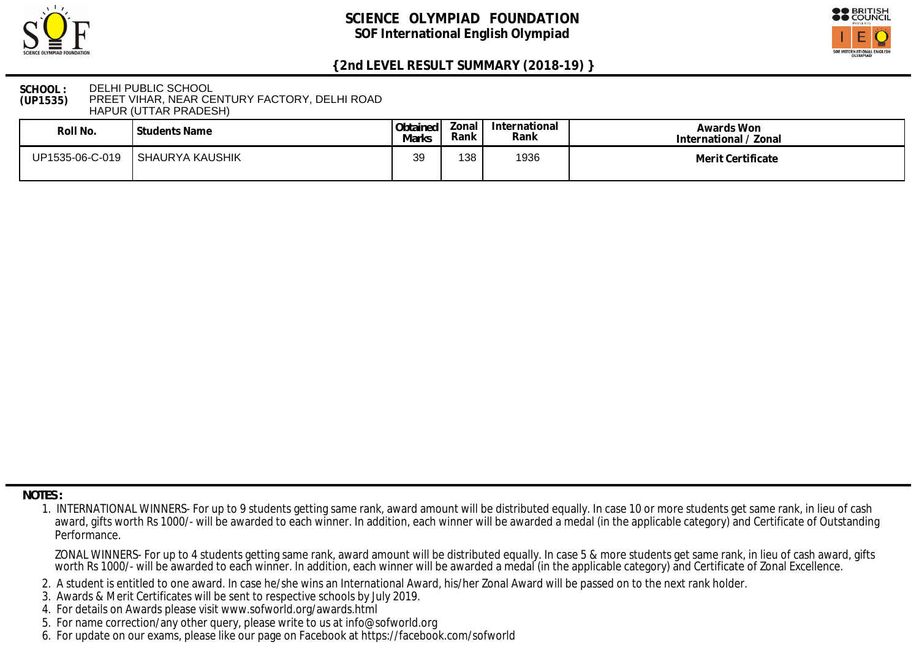# SCIENCE OLYMPIAD FOUNDATION
## SOF International English Olympiad

### {2nd LEVEL RESULT SUMMARY (2018-19) }

**SCHOOL : (UP1535)** DELHI PUBLIC SCHOOL
PREET VIHAR, NEAR CENTURY FACTORY, DELHI ROAD
HAPUR (UTTAR PRADESH)

| Roll No. | Students Name | Obtained Marks | Zonal Rank | International Rank | Awards Won International / Zonal |
|---|---|---|---|---|---|
| UP1535-06-C-019 | SHAURYA KAUSHIK | 39 | 138 | 1936 | **Merit Certificate** |

**NOTES :**

1. INTERNATIONAL WINNERS- For up to 9 students getting same rank, award amount will be distributed equally. In case 10 or more students get same rank, in lieu of cash award, gifts worth Rs 1000/- will be awarded to each winner. In addition, each winner will be awarded a medal (in the applicable category) and Certificate of Outstanding Performance.

   ZONAL WINNERS- For up to 4 students getting same rank, award amount will be distributed equally. In case 5 & more students get same rank, in lieu of cash award, gifts worth Rs 1000/- will be awarded to each winner. In addition, each winner will be awarded a medal (in the applicable category) and Certificate of Zonal Excellence.

2. A student is entitled to one award. In case he/she wins an International Award, his/her Zonal Award will be passed on to the next rank holder.
3. Awards & Merit Certificates will be sent to respective schools by July 2019.
4. For details on Awards please visit www.sofworld.org/awards.html
5. For name correction/any other query, please write to us at info@sofworld.org
6. For update on our exams, please like our page on Facebook at https://facebook.com/sofworld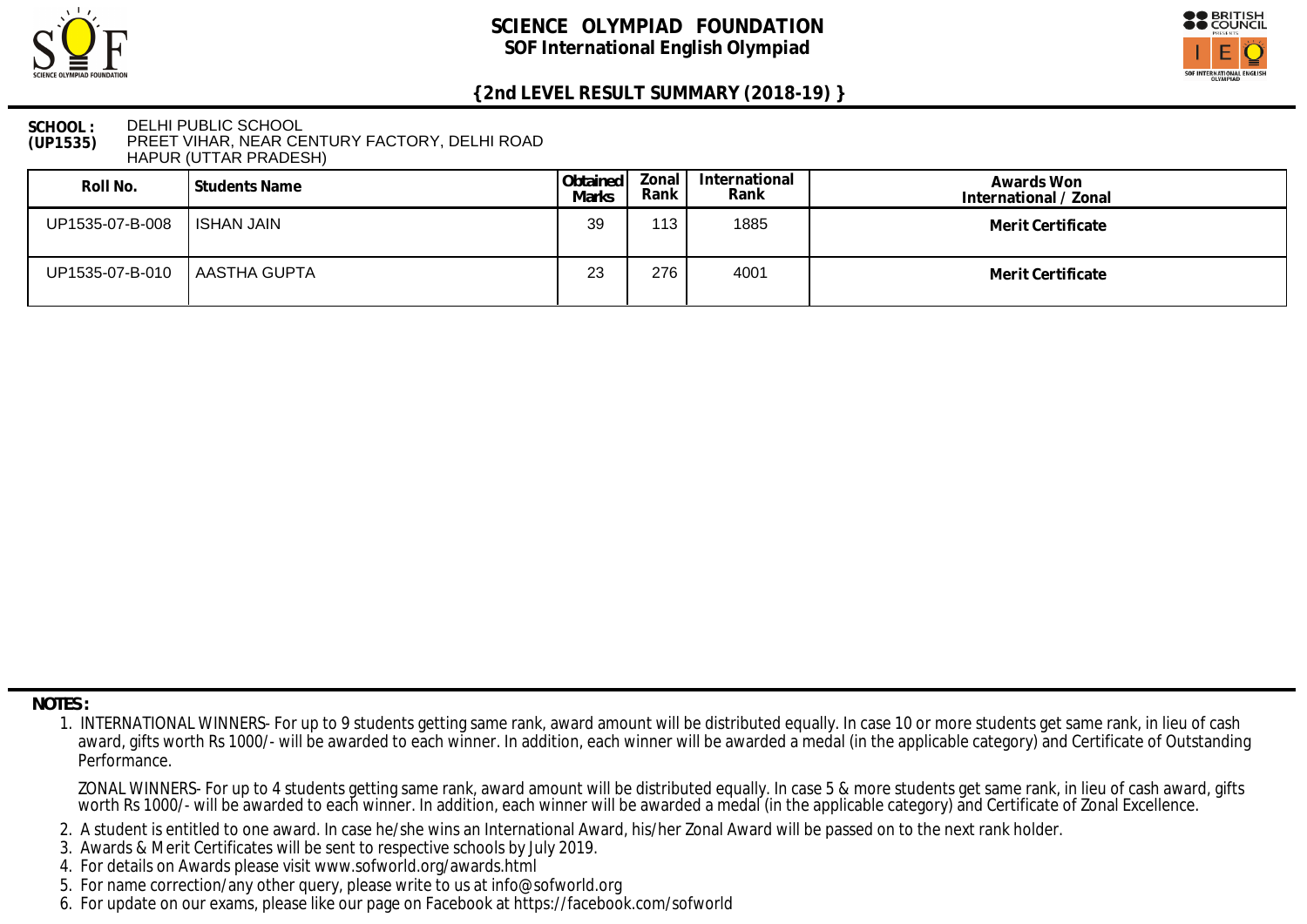# SCIENCE OLYMPIAD FOUNDATION

## SOF International English Olympiad

### {2nd LEVEL RESULT SUMMARY (2018-19) }

**SCHOOL : (UP1535)** DELHI PUBLIC SCHOOL
PREET VIHAR, NEAR CENTURY FACTORY, DELHI ROAD
HAPUR (UTTAR PRADESH)

| Roll No. | Students Name | Obtained Marks | Zonal Rank | International Rank | Awards Won International / Zonal |
|---|---|---|---|---|---|
| UP1535-07-B-008 | ISHAN JAIN | 39 | 113 | 1885 | **Merit Certificate** |
| UP1535-07-B-010 | AASTHA GUPTA | 23 | 276 | 4001 | **Merit Certificate** |

**NOTES :**

1. INTERNATIONAL WINNERS- For up to 9 students getting same rank, award amount will be distributed equally. In case 10 or more students get same rank, in lieu of cash award, gifts worth Rs 1000/- will be awarded to each winner. In addition, each winner will be awarded a medal (in the applicable category) and Certificate of Outstanding Performance.

   ZONAL WINNERS- For up to 4 students getting same rank, award amount will be distributed equally. In case 5 & more students get same rank, in lieu of cash award, gifts worth Rs 1000/- will be awarded to each winner. In addition, each winner will be awarded a medal (in the applicable category) and Certificate of Zonal Excellence.
2. A student is entitled to one award. In case he/she wins an International Award, his/her Zonal Award will be passed on to the next rank holder.
3. Awards & Merit Certificates will be sent to respective schools by July 2019.
4. For details on Awards please visit www.sofworld.org/awards.html
5. For name correction/any other query, please write to us at info@sofworld.org
6. For update on our exams, please like our page on Facebook at https://facebook.com/sofworld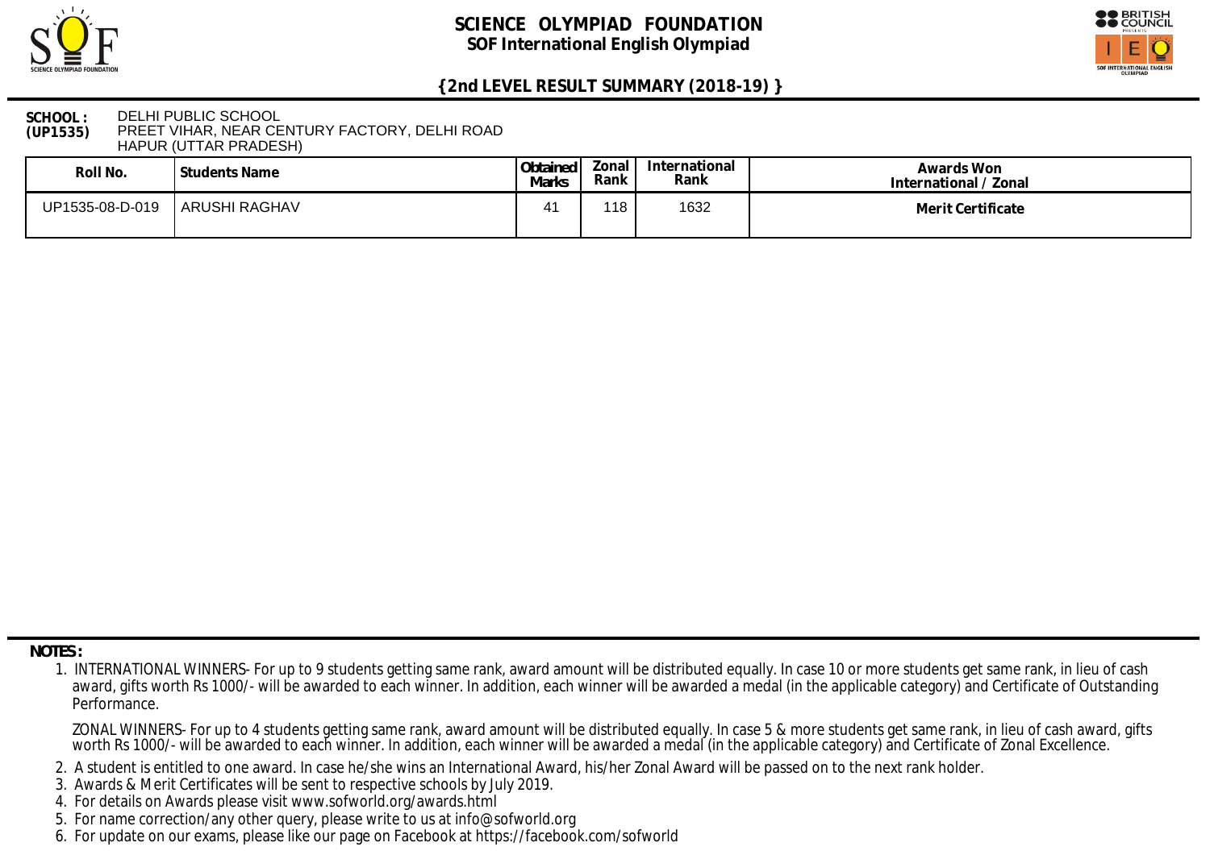# SCIENCE OLYMPIAD FOUNDATION

## SOF International English Olympiad

### {2nd LEVEL RESULT SUMMARY (2018-19) }

**SCHOOL : (UP1535)** DELHI PUBLIC SCHOOL
PREET VIHAR, NEAR CENTURY FACTORY, DELHI ROAD
HAPUR (UTTAR PRADESH)

| Roll No. | Students Name | Obtained Marks | Zonal Rank | International Rank | Awards Won International / Zonal |
|---|---|---|---|---|---|
| UP1535-08-D-019 | ARUSHI RAGHAV | 41 | 118 | 1632 | Merit Certificate |

**NOTES :**

1. INTERNATIONAL WINNERS- For up to 9 students getting same rank, award amount will be distributed equally. In case 10 or more students get same rank, in lieu of cash award, gifts worth Rs 1000/- will be awarded to each winner. In addition, each winner will be awarded a medal (in the applicable category) and Certificate of Outstanding Performance.

   ZONAL WINNERS- For up to 4 students getting same rank, award amount will be distributed equally. In case 5 & more students get same rank, in lieu of cash award, gifts worth Rs 1000/- will be awarded to each winner. In addition, each winner will be awarded a medal (in the applicable category) and Certificate of Zonal Excellence.

2. A student is entitled to one award. In case he/she wins an International Award, his/her Zonal Award will be passed on to the next rank holder.
3. Awards & Merit Certificates will be sent to respective schools by July 2019.
4. For details on Awards please visit www.sofworld.org/awards.html
5. For name correction/any other query, please write to us at info@sofworld.org
6. For update on our exams, please like our page on Facebook at https://facebook.com/sofworld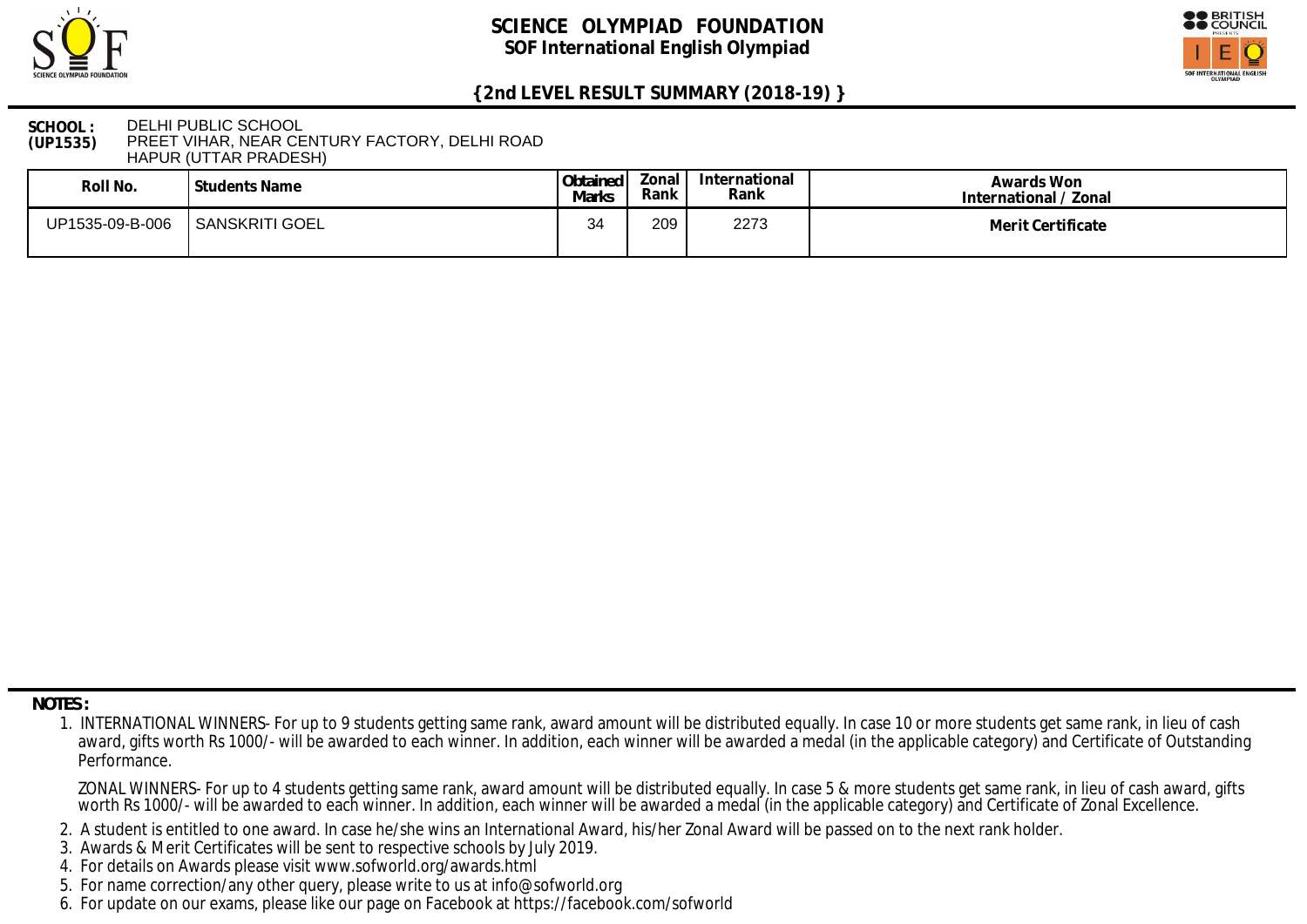# SCIENCE OLYMPIAD FOUNDATION

**SOF International English Olympiad**

## {2nd LEVEL RESULT SUMMARY (2018-19) }

**SCHOOL : (UP1535)** DELHI PUBLIC SCHOOL
PREET VIHAR, NEAR CENTURY FACTORY, DELHI ROAD
HAPUR (UTTAR PRADESH)

| Roll No. | Students Name | Obtained Marks | Zonal Rank | International Rank | Awards Won International / Zonal |
|---|---|---|---|---|---|
| UP1535-09-B-006 | SANSKRITI GOEL | 34 | 209 | 2273 | **Merit Certificate** |

**NOTES :**

1. INTERNATIONAL WINNERS- For up to 9 students getting same rank, award amount will be distributed equally. In case 10 or more students get same rank, in lieu of cash award, gifts worth Rs 1000/- will be awarded to each winner. In addition, each winner will be awarded a medal (in the applicable category) and Certificate of Outstanding Performance.

   ZONAL WINNERS- For up to 4 students getting same rank, award amount will be distributed equally. In case 5 & more students get same rank, in lieu of cash award, gifts worth Rs 1000/- will be awarded to each winner. In addition, each winner will be awarded a medal (in the applicable category) and Certificate of Zonal Excellence.

2. A student is entitled to one award. In case he/she wins an International Award, his/her Zonal Award will be passed on to the next rank holder.
3. Awards & Merit Certificates will be sent to respective schools by July 2019.
4. For details on Awards please visit www.sofworld.org/awards.html
5. For name correction/any other query, please write to us at info@sofworld.org
6. For update on our exams, please like our page on Facebook at https://facebook.com/sofworld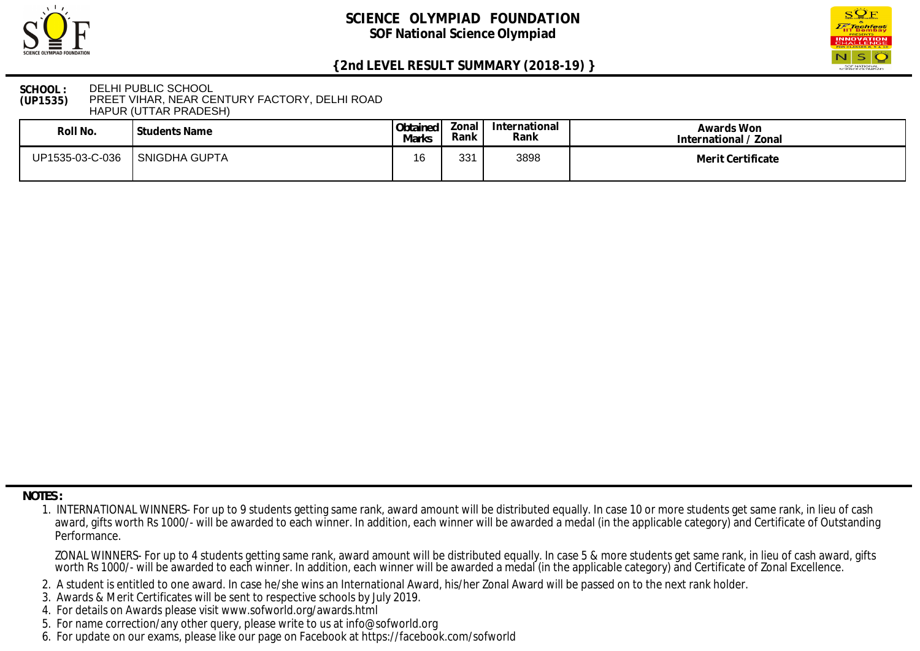# SCIENCE OLYMPIAD FOUNDATION

## SOF National Science Olympiad

### {2nd LEVEL RESULT SUMMARY (2018-19) }

**SCHOOL : (UP1535)** DELHI PUBLIC SCHOOL
PREET VIHAR, NEAR CENTURY FACTORY, DELHI ROAD
HAPUR (UTTAR PRADESH)

| Roll No. | Students Name | Obtained Marks | Zonal Rank | International Rank | Awards Won International / Zonal |
|---|---|---|---|---|---|
| UP1535-03-C-036 | SNIGDHA GUPTA | 16 | 331 | 3898 | Merit Certificate |

**NOTES :**

1. INTERNATIONAL WINNERS- For up to 9 students getting same rank, award amount will be distributed equally. In case 10 or more students get same rank, in lieu of cash award, gifts worth Rs 1000/- will be awarded to each winner. In addition, each winner will be awarded a medal (in the applicable category) and Certificate of Outstanding Performance.

   ZONAL WINNERS- For up to 4 students getting same rank, award amount will be distributed equally. In case 5 & more students get same rank, in lieu of cash award, gifts worth Rs 1000/- will be awarded to each winner. In addition, each winner will be awarded a medal (in the applicable category) and Certificate of Zonal Excellence.

2. A student is entitled to one award. In case he/she wins an International Award, his/her Zonal Award will be passed on to the next rank holder.
3. Awards & Merit Certificates will be sent to respective schools by July 2019.
4. For details on Awards please visit www.sofworld.org/awards.html
5. For name correction/any other query, please write to us at info@sofworld.org
6. For update on our exams, please like our page on Facebook at https://facebook.com/sofworld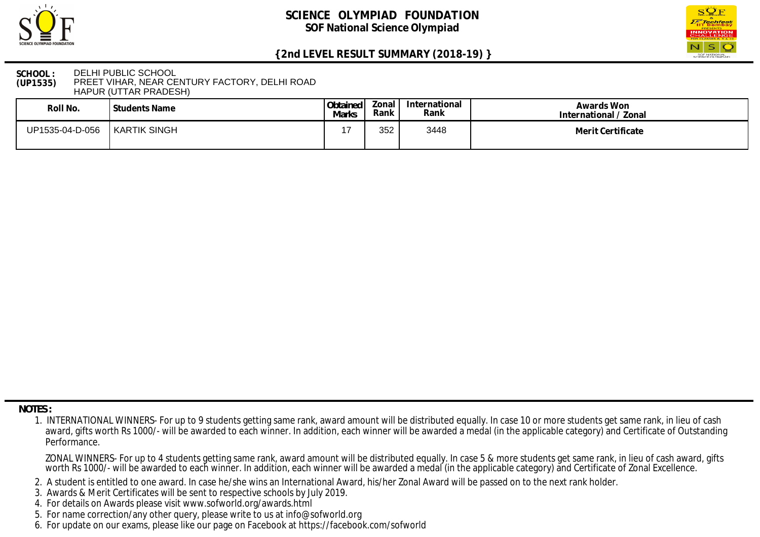# SCIENCE OLYMPIAD FOUNDATION

## SOF National Science Olympiad

### {2nd LEVEL RESULT SUMMARY (2018-19) }

**SCHOOL : (UP1535)** DELHI PUBLIC SCHOOL
PREET VIHAR, NEAR CENTURY FACTORY, DELHI ROAD
HAPUR (UTTAR PRADESH)

| Roll No. | Students Name | Obtained Marks | Zonal Rank | International Rank | Awards Won International / Zonal |
|---|---|---|---|---|---|
| UP1535-04-D-056 | KARTIK SINGH | 17 | 352 | 3448 | **Merit Certificate** |

**NOTES :**

1. INTERNATIONAL WINNERS- For up to 9 students getting same rank, award amount will be distributed equally. In case 10 or more students get same rank, in lieu of cash award, gifts worth Rs 1000/- will be awarded to each winner. In addition, each winner will be awarded a medal (in the applicable category) and Certificate of Outstanding Performance.

   ZONAL WINNERS- For up to 4 students getting same rank, award amount will be distributed equally. In case 5 & more students get same rank, in lieu of cash award, gifts worth Rs 1000/- will be awarded to each winner. In addition, each winner will be awarded a medal (in the applicable category) and Certificate of Zonal Excellence.
2. A student is entitled to one award. In case he/she wins an International Award, his/her Zonal Award will be passed on to the next rank holder.
3. Awards & Merit Certificates will be sent to respective schools by July 2019.
4. For details on Awards please visit www.sofworld.org/awards.html
5. For name correction/any other query, please write to us at info@sofworld.org
6. For update on our exams, please like our page on Facebook at https://facebook.com/sofworld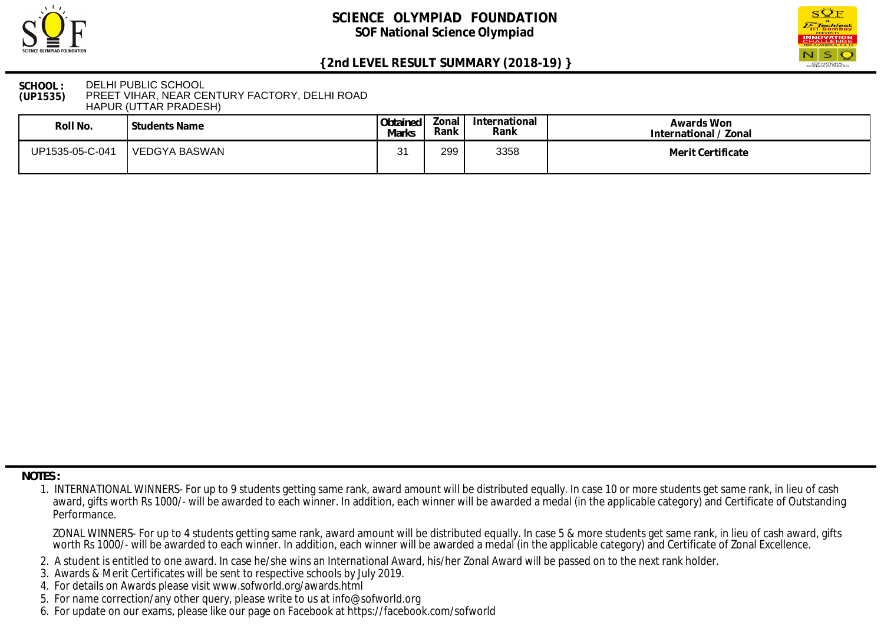# SCIENCE OLYMPIAD FOUNDATION

## SOF National Science Olympiad

### {2nd LEVEL RESULT SUMMARY (2018-19) }

**SCHOOL : (UP1535)** DELHI PUBLIC SCHOOL
PREET VIHAR, NEAR CENTURY FACTORY, DELHI ROAD
HAPUR (UTTAR PRADESH)

| Roll No. | Students Name | Obtained Marks | Zonal Rank | International Rank | Awards Won International / Zonal |
|---|---|---|---|---|---|
| UP1535-05-C-041 | VEDGYA BASWAN | 31 | 299 | 3358 | Merit Certificate |

**NOTES :**

1. INTERNATIONAL WINNERS- For up to 9 students getting same rank, award amount will be distributed equally. In case 10 or more students get same rank, in lieu of cash award, gifts worth Rs 1000/- will be awarded to each winner. In addition, each winner will be awarded a medal (in the applicable category) and Certificate of Outstanding Performance.

   ZONAL WINNERS- For up to 4 students getting same rank, award amount will be distributed equally. In case 5 & more students get same rank, in lieu of cash award, gifts worth Rs 1000/- will be awarded to each winner. In addition, each winner will be awarded a medal (in the applicable category) and Certificate of Zonal Excellence.

2. A student is entitled to one award. In case he/she wins an International Award, his/her Zonal Award will be passed on to the next rank holder.
3. Awards & Merit Certificates will be sent to respective schools by July 2019.
4. For details on Awards please visit www.sofworld.org/awards.html
5. For name correction/any other query, please write to us at info@sofworld.org
6. For update on our exams, please like our page on Facebook at https://facebook.com/sofworld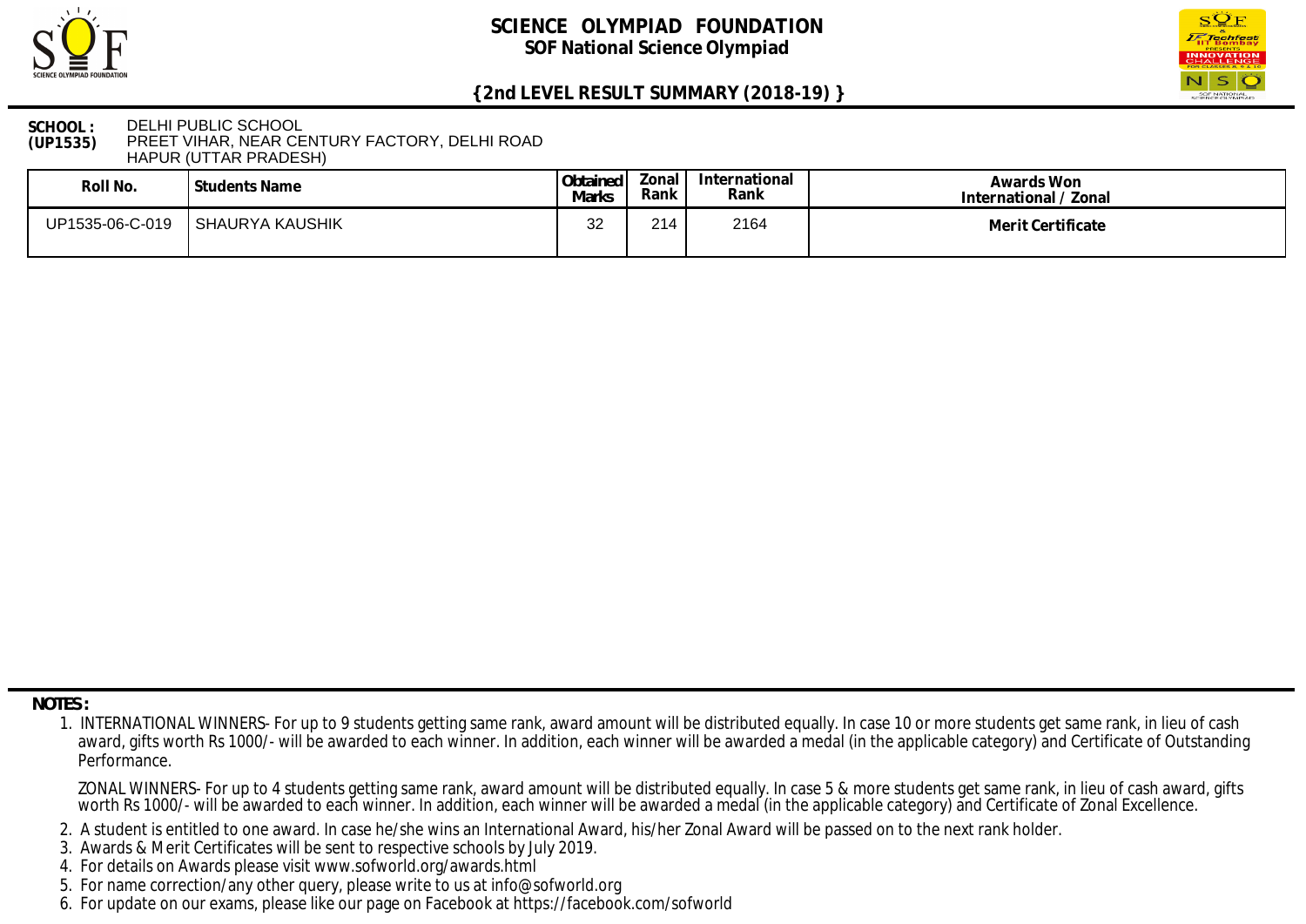# SCIENCE OLYMPIAD FOUNDATION

## SOF National Science Olympiad

### {2nd LEVEL RESULT SUMMARY (2018-19) }

**SCHOOL : (UP1535)** DELHI PUBLIC SCHOOL
PREET VIHAR, NEAR CENTURY FACTORY, DELHI ROAD
HAPUR (UTTAR PRADESH)

| Roll No. | Students Name | Obtained Marks | Zonal Rank | International Rank | Awards Won International / Zonal |
|---|---|---|---|---|---|
| UP1535-06-C-019 | SHAURYA KAUSHIK | 32 | 214 | 2164 | Merit Certificate |

**NOTES :**

1. INTERNATIONAL WINNERS- For up to 9 students getting same rank, award amount will be distributed equally. In case 10 or more students get same rank, in lieu of cash award, gifts worth Rs 1000/- will be awarded to each winner. In addition, each winner will be awarded a medal (in the applicable category) and Certificate of Outstanding Performance.

   ZONAL WINNERS- For up to 4 students getting same rank, award amount will be distributed equally. In case 5 & more students get same rank, in lieu of cash award, gifts worth Rs 1000/- will be awarded to each winner. In addition, each winner will be awarded a medal (in the applicable category) and Certificate of Zonal Excellence.

2. A student is entitled to one award. In case he/she wins an International Award, his/her Zonal Award will be passed on to the next rank holder.
3. Awards & Merit Certificates will be sent to respective schools by July 2019.
4. For details on Awards please visit www.sofworld.org/awards.html
5. For name correction/any other query, please write to us at info@sofworld.org
6. For update on our exams, please like our page on Facebook at https://facebook.com/sofworld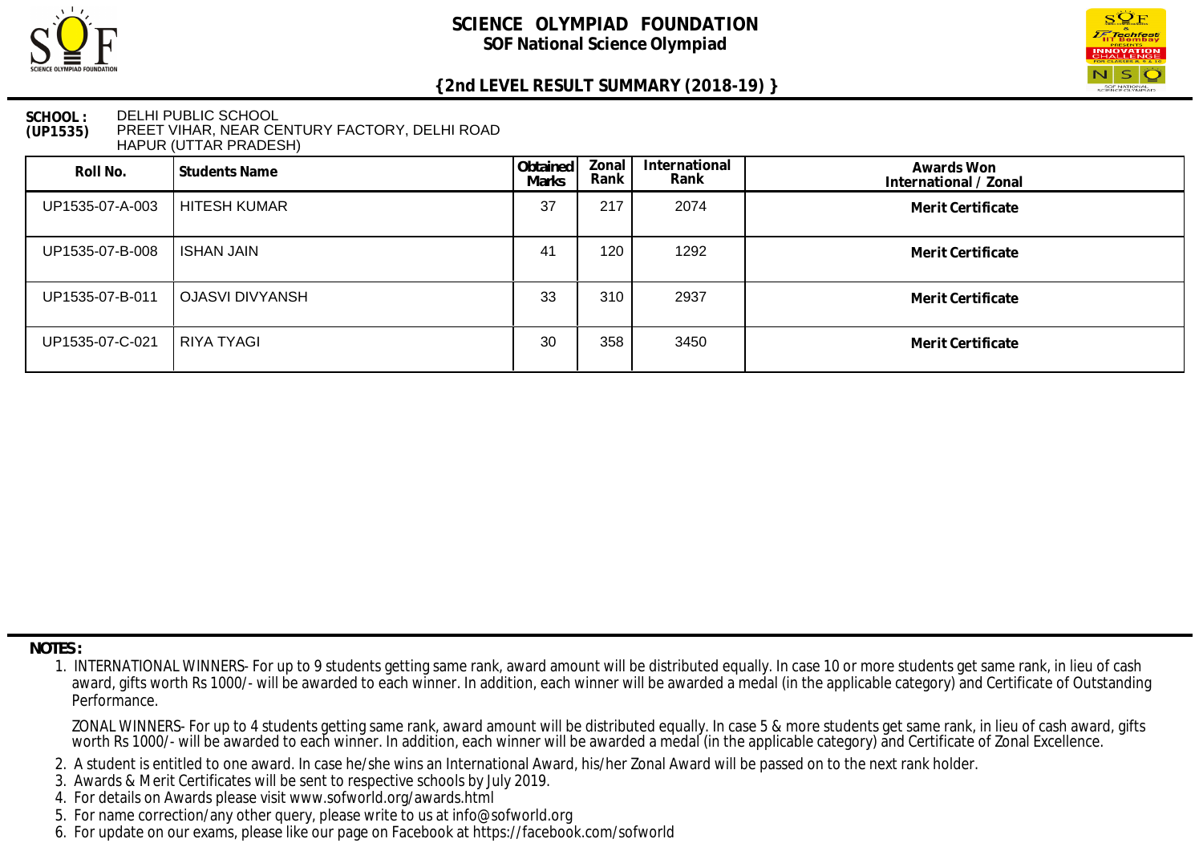# SCIENCE OLYMPIAD FOUNDATION

## SOF National Science Olympiad

### {2nd LEVEL RESULT SUMMARY (2018-19) }

**SCHOOL : (UP1535)** DELHI PUBLIC SCHOOL
PREET VIHAR, NEAR CENTURY FACTORY, DELHI ROAD
HAPUR (UTTAR PRADESH)

| Roll No. | Students Name | Obtained Marks | Zonal Rank | International Rank | Awards Won International / Zonal |
|---|---|---|---|---|---|
| UP1535-07-A-003 | HITESH KUMAR | 37 | 217 | 2074 | Merit Certificate |
| UP1535-07-B-008 | ISHAN JAIN | 41 | 120 | 1292 | Merit Certificate |
| UP1535-07-B-011 | OJASVI DIVYANSH | 33 | 310 | 2937 | Merit Certificate |
| UP1535-07-C-021 | RIYA TYAGI | 30 | 358 | 3450 | Merit Certificate |

**NOTES :**

1. INTERNATIONAL WINNERS- For up to 9 students getting same rank, award amount will be distributed equally. In case 10 or more students get same rank, in lieu of cash award, gifts worth Rs 1000/- will be awarded to each winner. In addition, each winner will be awarded a medal (in the applicable category) and Certificate of Outstanding Performance.

   ZONAL WINNERS- For up to 4 students getting same rank, award amount will be distributed equally. In case 5 & more students get same rank, in lieu of cash award, gifts worth Rs 1000/- will be awarded to each winner. In addition, each winner will be awarded a medal (in the applicable category) and Certificate of Zonal Excellence.

2. A student is entitled to one award. In case he/she wins an International Award, his/her Zonal Award will be passed on to the next rank holder.
3. Awards & Merit Certificates will be sent to respective schools by July 2019.
4. For details on Awards please visit www.sofworld.org/awards.html
5. For name correction/any other query, please write to us at info@sofworld.org
6. For update on our exams, please like our page on Facebook at https://facebook.com/sofworld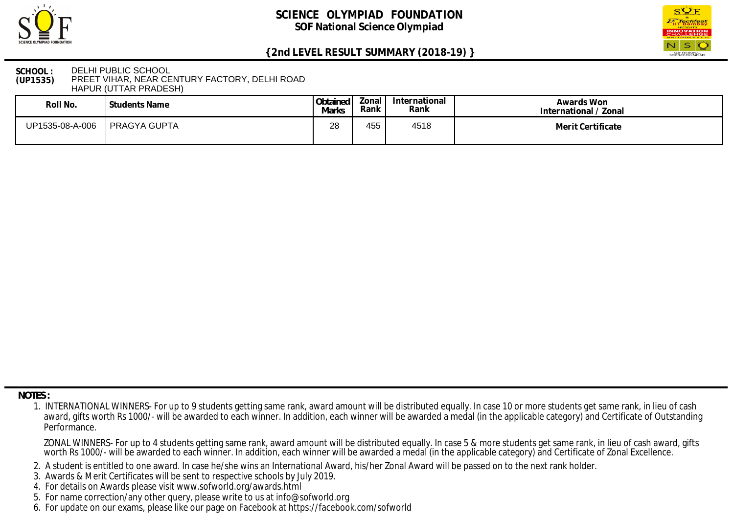# SCIENCE OLYMPIAD FOUNDATION

## SOF National Science Olympiad

### {2nd LEVEL RESULT SUMMARY (2018-19) }

**SCHOOL : (UP1535)** DELHI PUBLIC SCHOOL
PREET VIHAR, NEAR CENTURY FACTORY, DELHI ROAD
HAPUR (UTTAR PRADESH)

| Roll No. | Students Name | Obtained Marks | Zonal Rank | International Rank | Awards Won International / Zonal |
|---|---|---|---|---|---|
| UP1535-08-A-006 | PRAGYA GUPTA | 28 | 455 | 4518 | Merit Certificate |

**NOTES :**

1. INTERNATIONAL WINNERS- For up to 9 students getting same rank, award amount will be distributed equally. In case 10 or more students get same rank, in lieu of cash award, gifts worth Rs 1000/- will be awarded to each winner. In addition, each winner will be awarded a medal (in the applicable category) and Certificate of Outstanding Performance.

   ZONAL WINNERS- For up to 4 students getting same rank, award amount will be distributed equally. In case 5 & more students get same rank, in lieu of cash award, gifts worth Rs 1000/- will be awarded to each winner. In addition, each winner will be awarded a medal (in the applicable category) and Certificate of Zonal Excellence.

2. A student is entitled to one award. In case he/she wins an International Award, his/her Zonal Award will be passed on to the next rank holder.
3. Awards & Merit Certificates will be sent to respective schools by July 2019.
4. For details on Awards please visit www.sofworld.org/awards.html
5. For name correction/any other query, please write to us at info@sofworld.org
6. For update on our exams, please like our page on Facebook at https://facebook.com/sofworld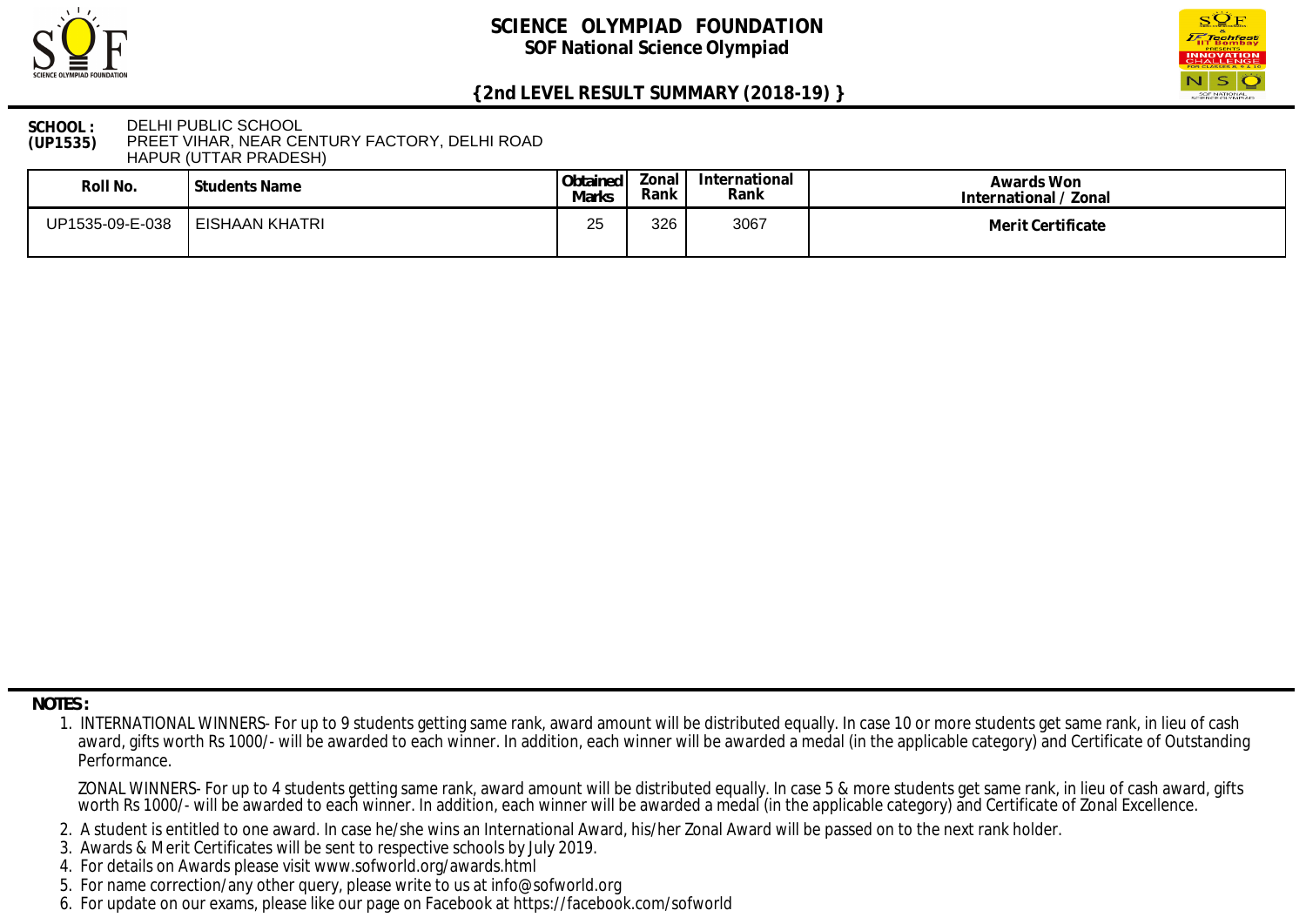# SCIENCE OLYMPIAD FOUNDATION

## SOF National Science Olympiad

### {2nd LEVEL RESULT SUMMARY (2018-19) }

**SCHOOL : (UP1535)** DELHI PUBLIC SCHOOL
PREET VIHAR, NEAR CENTURY FACTORY, DELHI ROAD
HAPUR (UTTAR PRADESH)

| Roll No. | Students Name | Obtained Marks | Zonal Rank | International Rank | Awards Won International / Zonal |
|---|---|---|---|---|---|
| UP1535-09-E-038 | EISHAAN KHATRI | 25 | 326 | 3067 | **Merit Certificate** |

**NOTES :**

1. INTERNATIONAL WINNERS- For up to 9 students getting same rank, award amount will be distributed equally. In case 10 or more students get same rank, in lieu of cash award, gifts worth Rs 1000/- will be awarded to each winner. In addition, each winner will be awarded a medal (in the applicable category) and Certificate of Outstanding Performance.

   ZONAL WINNERS- For up to 4 students getting same rank, award amount will be distributed equally. In case 5 & more students get same rank, in lieu of cash award, gifts worth Rs 1000/- will be awarded to each winner. In addition, each winner will be awarded a medal (in the applicable category) and Certificate of Zonal Excellence.

2. A student is entitled to one award. In case he/she wins an International Award, his/her Zonal Award will be passed on to the next rank holder.
3. Awards & Merit Certificates will be sent to respective schools by July 2019.
4. For details on Awards please visit www.sofworld.org/awards.html
5. For name correction/any other query, please write to us at info@sofworld.org
6. For update on our exams, please like our page on Facebook at https://facebook.com/sofworld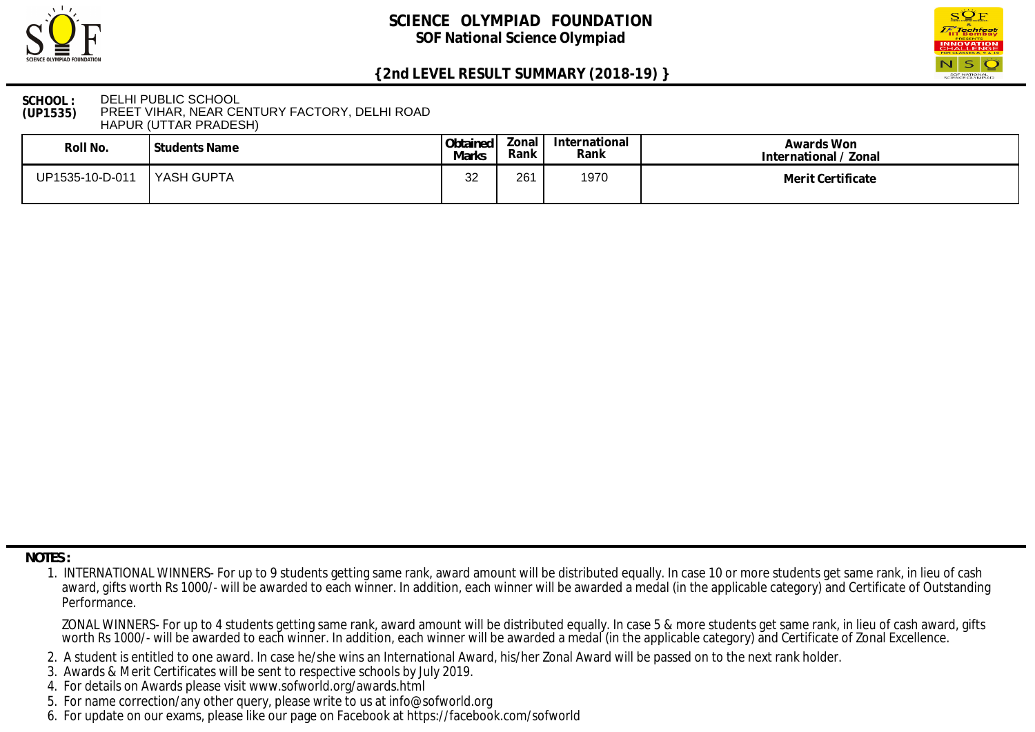# SCIENCE OLYMPIAD FOUNDATION

## SOF National Science Olympiad

### {2nd LEVEL RESULT SUMMARY (2018-19) }

**SCHOOL : (UP1535)** DELHI PUBLIC SCHOOL
PREET VIHAR, NEAR CENTURY FACTORY, DELHI ROAD
HAPUR (UTTAR PRADESH)

| Roll No. | Students Name | Obtained Marks | Zonal Rank | International Rank | Awards Won International / Zonal |
|---|---|---|---|---|---|
| UP1535-10-D-011 | YASH GUPTA | 32 | 261 | 1970 | Merit Certificate |

**NOTES :**

1. INTERNATIONAL WINNERS- For up to 9 students getting same rank, award amount will be distributed equally. In case 10 or more students get same rank, in lieu of cash award, gifts worth Rs 1000/- will be awarded to each winner. In addition, each winner will be awarded a medal (in the applicable category) and Certificate of Outstanding Performance.

   ZONAL WINNERS- For up to 4 students getting same rank, award amount will be distributed equally. In case 5 & more students get same rank, in lieu of cash award, gifts worth Rs 1000/- will be awarded to each winner. In addition, each winner will be awarded a medal (in the applicable category) and Certificate of Zonal Excellence.

2. A student is entitled to one award. In case he/she wins an International Award, his/her Zonal Award will be passed on to the next rank holder.
3. Awards & Merit Certificates will be sent to respective schools by July 2019.
4. For details on Awards please visit www.sofworld.org/awards.html
5. For name correction/any other query, please write to us at info@sofworld.org
6. For update on our exams, please like our page on Facebook at https://facebook.com/sofworld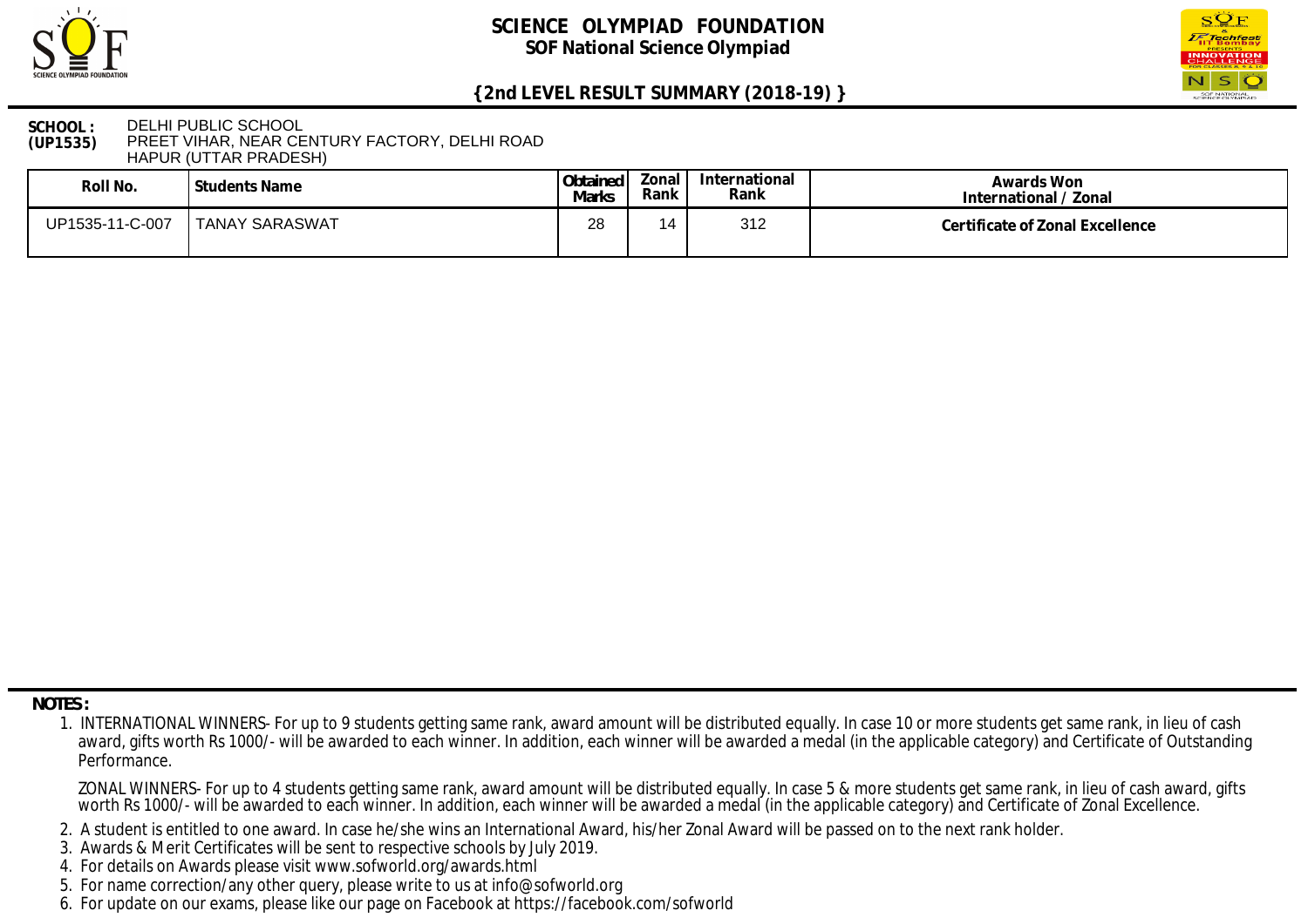# SCIENCE OLYMPIAD FOUNDATION

## SOF National Science Olympiad

### {2nd LEVEL RESULT SUMMARY (2018-19) }

**SCHOOL : (UP1535)** DELHI PUBLIC SCHOOL
PREET VIHAR, NEAR CENTURY FACTORY, DELHI ROAD
HAPUR (UTTAR PRADESH)

| Roll No. | Students Name | Obtained Marks | Zonal Rank | International Rank | Awards Won International / Zonal |
|---|---|---|---|---|---|
| UP1535-11-C-007 | TANAY SARASWAT | 28 | 14 | 312 | **Certificate of Zonal Excellence** |

**NOTES :**

1. INTERNATIONAL WINNERS- For up to 9 students getting same rank, award amount will be distributed equally. In case 10 or more students get same rank, in lieu of cash award, gifts worth Rs 1000/- will be awarded to each winner. In addition, each winner will be awarded a medal (in the applicable category) and Certificate of Outstanding Performance.

   ZONAL WINNERS- For up to 4 students getting same rank, award amount will be distributed equally. In case 5 & more students get same rank, in lieu of cash award, gifts worth Rs 1000/- will be awarded to each winner. In addition, each winner will be awarded a medal (in the applicable category) and Certificate of Zonal Excellence.
2. A student is entitled to one award. In case he/she wins an International Award, his/her Zonal Award will be passed on to the next rank holder.
3. Awards & Merit Certificates will be sent to respective schools by July 2019.
4. For details on Awards please visit www.sofworld.org/awards.html
5. For name correction/any other query, please write to us at info@sofworld.org
6. For update on our exams, please like our page on Facebook at https://facebook.com/sofworld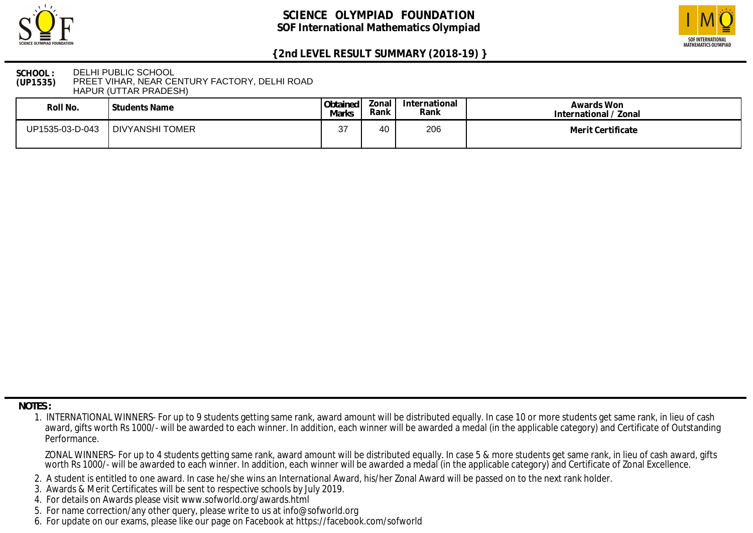# SCIENCE OLYMPIAD FOUNDATION
## SOF International Mathematics Olympiad

### {2nd LEVEL RESULT SUMMARY (2018-19) }

**SCHOOL : (UP1535)** DELHI PUBLIC SCHOOL
PREET VIHAR, NEAR CENTURY FACTORY, DELHI ROAD
HAPUR (UTTAR PRADESH)

| Roll No. | Students Name | Obtained Marks | Zonal Rank | International Rank | Awards Won International / Zonal |
|---|---|---|---|---|---|
| UP1535-03-D-043 | DIVYANSHI TOMER | 37 | 40 | 206 | **Merit Certificate** |

**NOTES :**

1. INTERNATIONAL WINNERS- For up to 9 students getting same rank, award amount will be distributed equally. In case 10 or more students get same rank, in lieu of cash award, gifts worth Rs 1000/- will be awarded to each winner. In addition, each winner will be awarded a medal (in the applicable category) and Certificate of Outstanding Performance.

   ZONAL WINNERS- For up to 4 students getting same rank, award amount will be distributed equally. In case 5 & more students get same rank, in lieu of cash award, gifts worth Rs 1000/- will be awarded to each winner. In addition, each winner will be awarded a medal (in the applicable category) and Certificate of Zonal Excellence.

2. A student is entitled to one award. In case he/she wins an International Award, his/her Zonal Award will be passed on to the next rank holder.
3. Awards & Merit Certificates will be sent to respective schools by July 2019.
4. For details on Awards please visit www.sofworld.org/awards.html
5. For name correction/any other query, please write to us at info@sofworld.org
6. For update on our exams, please like our page on Facebook at https://facebook.com/sofworld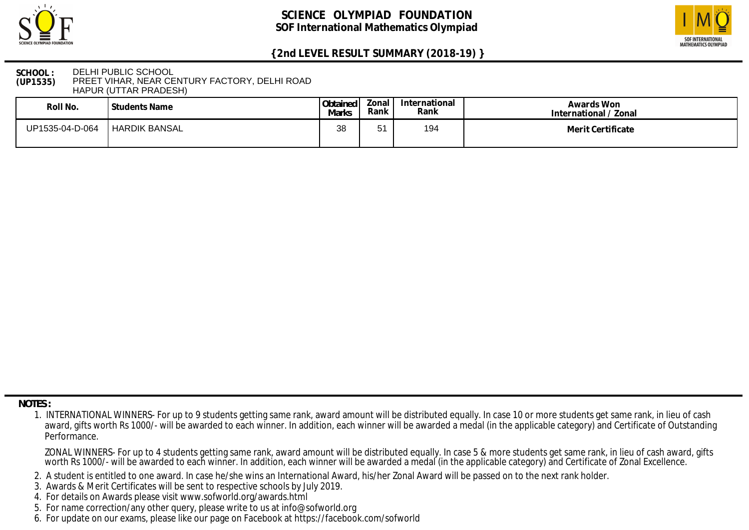# SCIENCE OLYMPIAD FOUNDATION
## SOF International Mathematics Olympiad

## {2nd LEVEL RESULT SUMMARY (2018-19) }

**SCHOOL : (UP1535)** DELHI PUBLIC SCHOOL
PREET VIHAR, NEAR CENTURY FACTORY, DELHI ROAD
HAPUR (UTTAR PRADESH)

| Roll No. | Students Name | Obtained Marks | Zonal Rank | International Rank | Awards Won International / Zonal |
|---|---|---|---|---|---|
| UP1535-04-D-064 | HARDIK BANSAL | 38 | 51 | 194 | **Merit Certificate** |

**NOTES :**

1. INTERNATIONAL WINNERS- For up to 9 students getting same rank, award amount will be distributed equally. In case 10 or more students get same rank, in lieu of cash award, gifts worth Rs 1000/- will be awarded to each winner. In addition, each winner will be awarded a medal (in the applicable category) and Certificate of Outstanding Performance.

   ZONAL WINNERS- For up to 4 students getting same rank, award amount will be distributed equally. In case 5 & more students get same rank, in lieu of cash award, gifts worth Rs 1000/- will be awarded to each winner. In addition, each winner will be awarded a medal (in the applicable category) and Certificate of Zonal Excellence.
2. A student is entitled to one award. In case he/she wins an International Award, his/her Zonal Award will be passed on to the next rank holder.
3. Awards & Merit Certificates will be sent to respective schools by July 2019.
4. For details on Awards please visit www.sofworld.org/awards.html
5. For name correction/any other query, please write to us at info@sofworld.org
6. For update on our exams, please like our page on Facebook at https://facebook.com/sofworld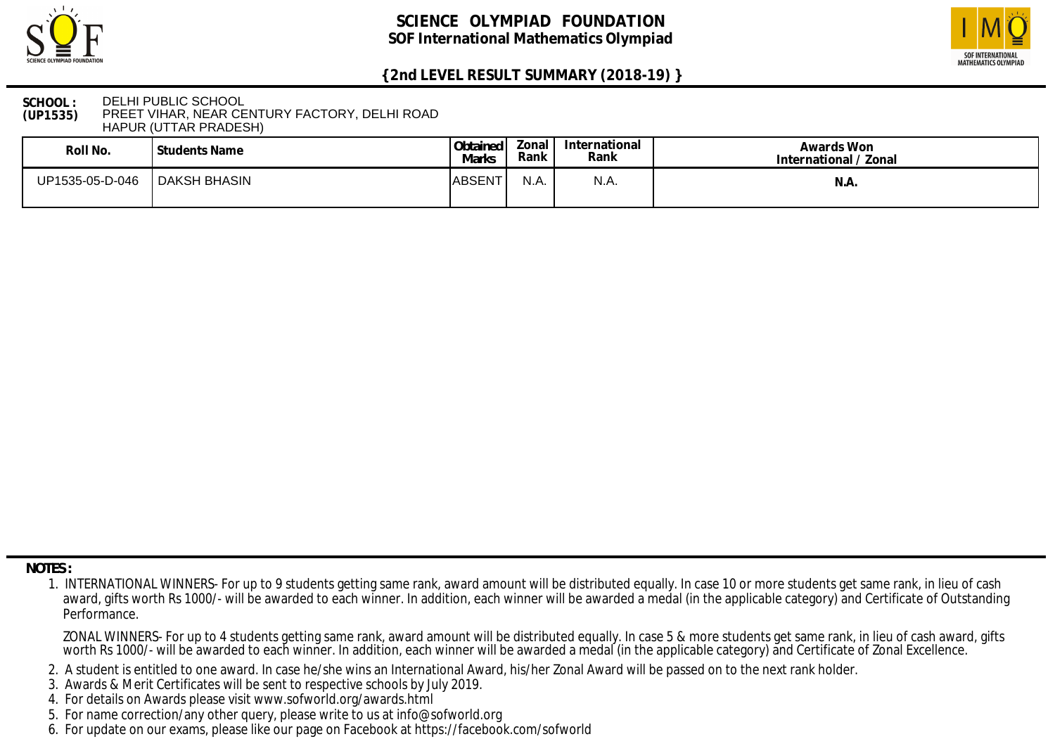# SCIENCE OLYMPIAD FOUNDATION

## SOF International Mathematics Olympiad

### {2nd LEVEL RESULT SUMMARY (2018-19) }

**SCHOOL : (UP1535)** DELHI PUBLIC SCHOOL
PREET VIHAR, NEAR CENTURY FACTORY, DELHI ROAD
HAPUR (UTTAR PRADESH)

| Roll No. | Students Name | Obtained Marks | Zonal Rank | International Rank | Awards Won International / Zonal |
|---|---|---|---|---|---|
| UP1535-05-D-046 | DAKSH BHASIN | ABSENT | N.A. | N.A. | N.A. |

**NOTES :**

1. INTERNATIONAL WINNERS- For up to 9 students getting same rank, award amount will be distributed equally. In case 10 or more students get same rank, in lieu of cash award, gifts worth Rs 1000/- will be awarded to each winner. In addition, each winner will be awarded a medal (in the applicable category) and Certificate of Outstanding Performance.

   ZONAL WINNERS- For up to 4 students getting same rank, award amount will be distributed equally. In case 5 & more students get same rank, in lieu of cash award, gifts worth Rs 1000/- will be awarded to each winner. In addition, each winner will be awarded a medal (in the applicable category) and Certificate of Zonal Excellence.
2. A student is entitled to one award. In case he/she wins an International Award, his/her Zonal Award will be passed on to the next rank holder.
3. Awards & Merit Certificates will be sent to respective schools by July 2019.
4. For details on Awards please visit www.sofworld.org/awards.html
5. For name correction/any other query, please write to us at info@sofworld.org
6. For update on our exams, please like our page on Facebook at https://facebook.com/sofworld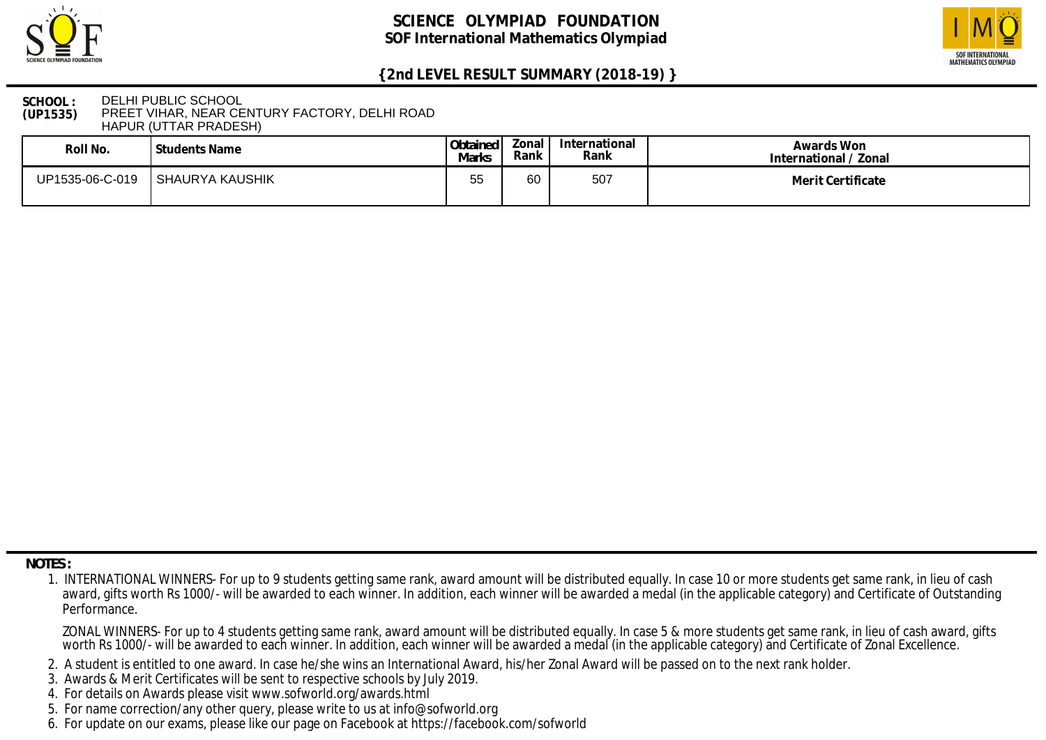# SCIENCE OLYMPIAD FOUNDATION

## SOF International Mathematics Olympiad

### {2nd LEVEL RESULT SUMMARY (2018-19) }

**SCHOOL : (UP1535)** DELHI PUBLIC SCHOOL
PREET VIHAR, NEAR CENTURY FACTORY, DELHI ROAD
HAPUR (UTTAR PRADESH)

| Roll No. | Students Name | Obtained Marks | Zonal Rank | International Rank | Awards Won International / Zonal |
|---|---|---|---|---|---|
| UP1535-06-C-019 | SHAURYA KAUSHIK | 55 | 60 | 507 | **Merit Certificate** |

**NOTES :**

1. INTERNATIONAL WINNERS- For up to 9 students getting same rank, award amount will be distributed equally. In case 10 or more students get same rank, in lieu of cash award, gifts worth Rs 1000/- will be awarded to each winner. In addition, each winner will be awarded a medal (in the applicable category) and Certificate of Outstanding Performance.

   ZONAL WINNERS- For up to 4 students getting same rank, award amount will be distributed equally. In case 5 & more students get same rank, in lieu of cash award, gifts worth Rs 1000/- will be awarded to each winner. In addition, each winner will be awarded a medal (in the applicable category) and Certificate of Zonal Excellence.
2. A student is entitled to one award. In case he/she wins an International Award, his/her Zonal Award will be passed on to the next rank holder.
3. Awards & Merit Certificates will be sent to respective schools by July 2019.
4. For details on Awards please visit www.sofworld.org/awards.html
5. For name correction/any other query, please write to us at info@sofworld.org
6. For update on our exams, please like our page on Facebook at https://facebook.com/sofworld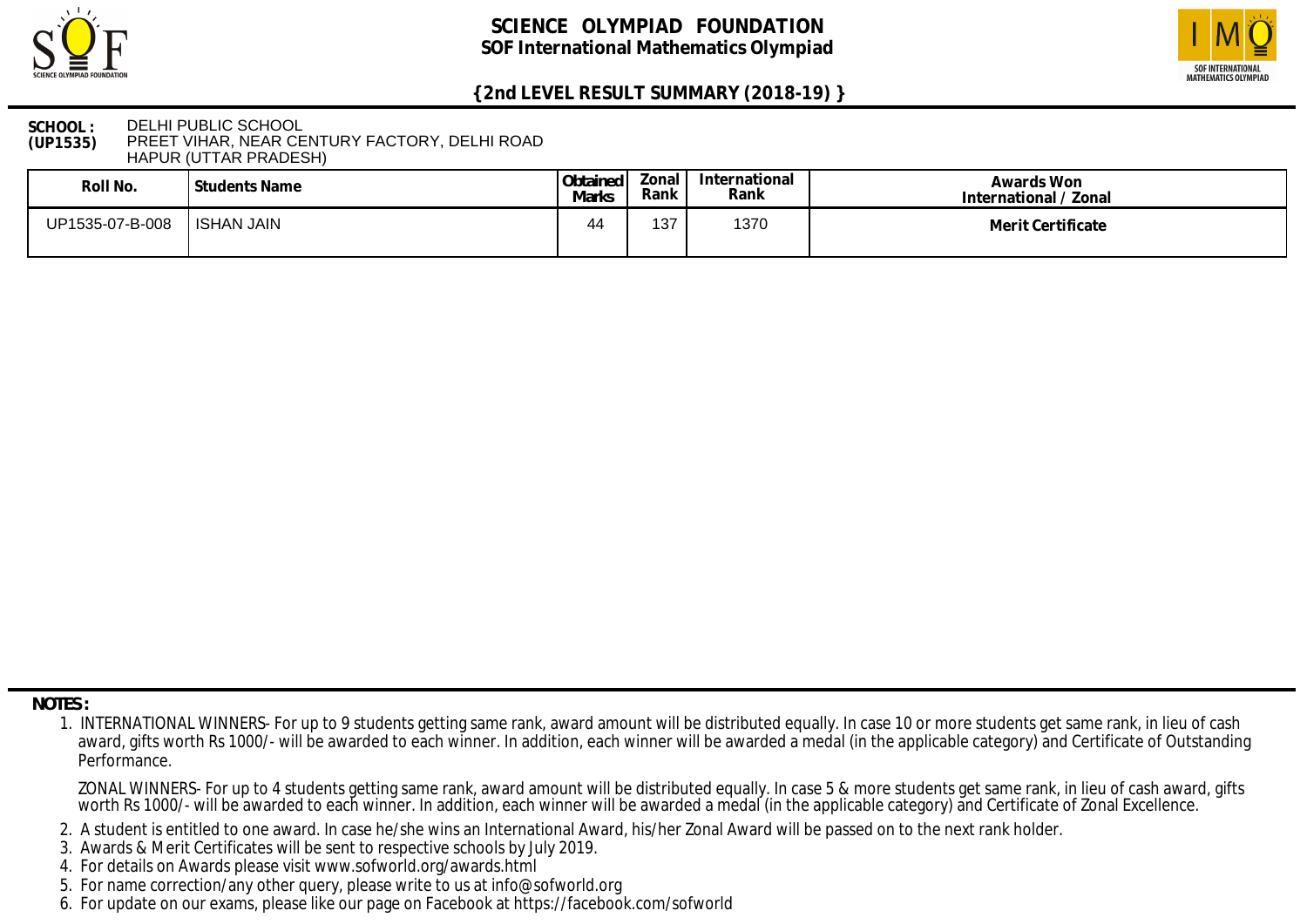# SCIENCE OLYMPIAD FOUNDATION

## SOF International Mathematics Olympiad

### {2nd LEVEL RESULT SUMMARY (2018-19) }

**SCHOOL : (UP1535)** DELHI PUBLIC SCHOOL
PREET VIHAR, NEAR CENTURY FACTORY, DELHI ROAD
HAPUR (UTTAR PRADESH)

| Roll No. | Students Name | Obtained Marks | Zonal Rank | International Rank | Awards Won International / Zonal |
| --- | --- | --- | --- | --- | --- |
| UP1535-07-B-008 | ISHAN JAIN | 44 | 137 | 1370 | Merit Certificate |

**NOTES :**

1. INTERNATIONAL WINNERS- For up to 9 students getting same rank, award amount will be distributed equally. In case 10 or more students get same rank, in lieu of cash award, gifts worth Rs 1000/- will be awarded to each winner. In addition, each winner will be awarded a medal (in the applicable category) and Certificate of Outstanding Performance.

   ZONAL WINNERS- For up to 4 students getting same rank, award amount will be distributed equally. In case 5 & more students get same rank, in lieu of cash award, gifts worth Rs 1000/- will be awarded to each winner. In addition, each winner will be awarded a medal (in the applicable category) and Certificate of Zonal Excellence.
2. A student is entitled to one award. In case he/she wins an International Award, his/her Zonal Award will be passed on to the next rank holder.
3. Awards & Merit Certificates will be sent to respective schools by July 2019.
4. For details on Awards please visit www.sofworld.org/awards.html
5. For name correction/any other query, please write to us at info@sofworld.org
6. For update on our exams, please like our page on Facebook at https://facebook.com/sofworld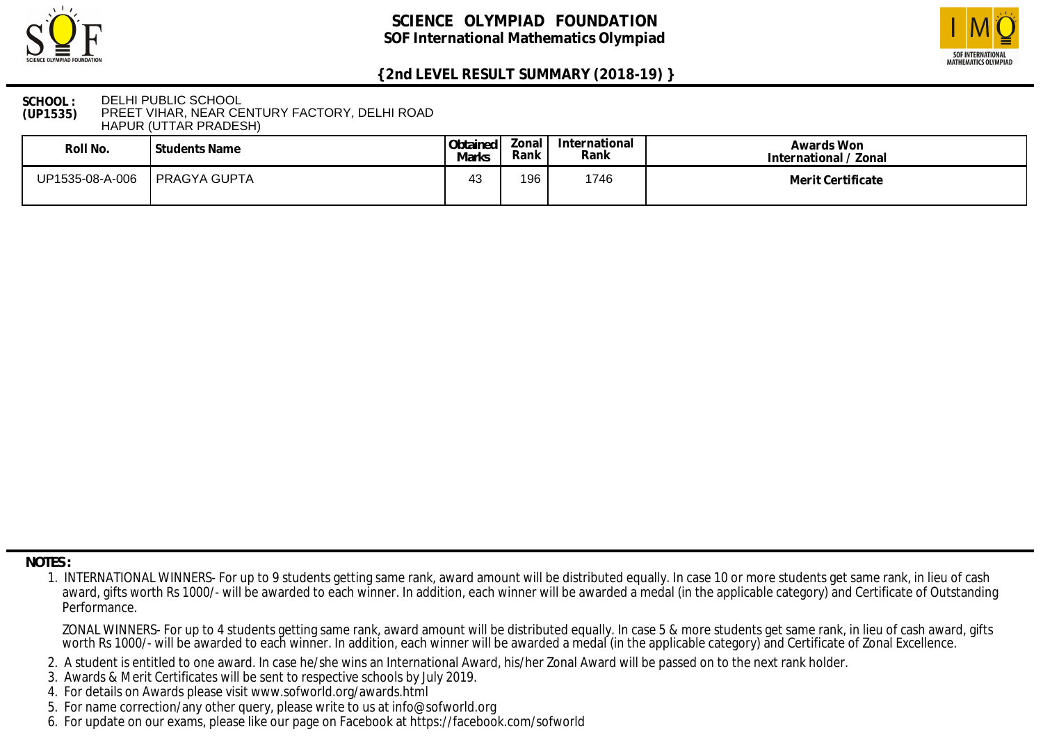# SCIENCE OLYMPIAD FOUNDATION

## SOF International Mathematics Olympiad

### {2nd LEVEL RESULT SUMMARY (2018-19) }

**SCHOOL : (UP1535)** DELHI PUBLIC SCHOOL
PREET VIHAR, NEAR CENTURY FACTORY, DELHI ROAD
HAPUR (UTTAR PRADESH)

| Roll No. | Students Name | Obtained Marks | Zonal Rank | International Rank | Awards Won International / Zonal |
|---|---|---|---|---|---|
| UP1535-08-A-006 | PRAGYA GUPTA | 43 | 196 | 1746 | **Merit Certificate** |

**NOTES :**

1. INTERNATIONAL WINNERS- For up to 9 students getting same rank, award amount will be distributed equally. In case 10 or more students get same rank, in lieu of cash award, gifts worth Rs 1000/- will be awarded to each winner. In addition, each winner will be awarded a medal (in the applicable category) and Certificate of Outstanding Performance.

   ZONAL WINNERS- For up to 4 students getting same rank, award amount will be distributed equally. In case 5 & more students get same rank, in lieu of cash award, gifts worth Rs 1000/- will be awarded to each winner. In addition, each winner will be awarded a medal (in the applicable category) and Certificate of Zonal Excellence.

2. A student is entitled to one award. In case he/she wins an International Award, his/her Zonal Award will be passed on to the next rank holder.
3. Awards & Merit Certificates will be sent to respective schools by July 2019.
4. For details on Awards please visit www.sofworld.org/awards.html
5. For name correction/any other query, please write to us at info@sofworld.org
6. For update on our exams, please like our page on Facebook at https://facebook.com/sofworld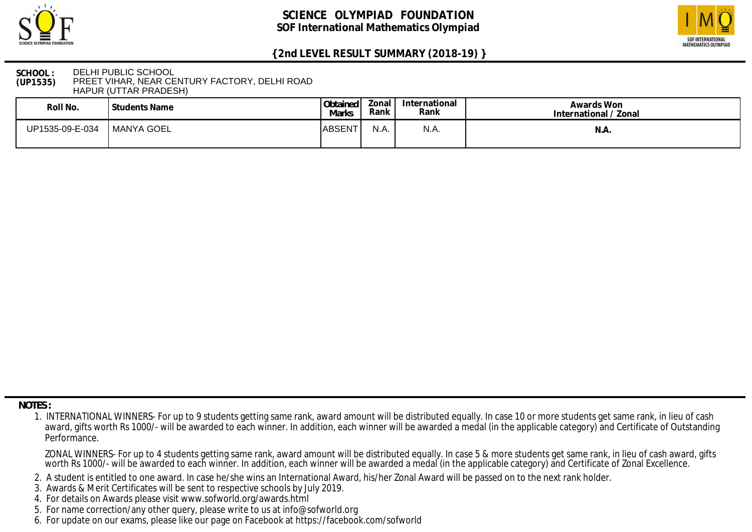# SCIENCE OLYMPIAD FOUNDATION

## SOF International Mathematics Olympiad

### {2nd LEVEL RESULT SUMMARY (2018-19) }

**SCHOOL : (UP1535)** DELHI PUBLIC SCHOOL
PREET VIHAR, NEAR CENTURY FACTORY, DELHI ROAD
HAPUR (UTTAR PRADESH)

| Roll No. | Students Name | Obtained Marks | Zonal Rank | International Rank | Awards Won International / Zonal |
|---|---|---|---|---|---|
| UP1535-09-E-034 | MANYA GOEL | ABSENT | N.A. | N.A. | **N.A.** |

**NOTES :**

1. INTERNATIONAL WINNERS- For up to 9 students getting same rank, award amount will be distributed equally. In case 10 or more students get same rank, in lieu of cash award, gifts worth Rs 1000/- will be awarded to each winner. In addition, each winner will be awarded a medal (in the applicable category) and Certificate of Outstanding Performance.

   ZONAL WINNERS- For up to 4 students getting same rank, award amount will be distributed equally. In case 5 & more students get same rank, in lieu of cash award, gifts worth Rs 1000/- will be awarded to each winner. In addition, each winner will be awarded a medal (in the applicable category) and Certificate of Zonal Excellence.
2. A student is entitled to one award. In case he/she wins an International Award, his/her Zonal Award will be passed on to the next rank holder.
3. Awards & Merit Certificates will be sent to respective schools by July 2019.
4. For details on Awards please visit www.sofworld.org/awards.html
5. For name correction/any other query, please write to us at info@sofworld.org
6. For update on our exams, please like our page on Facebook at https://facebook.com/sofworld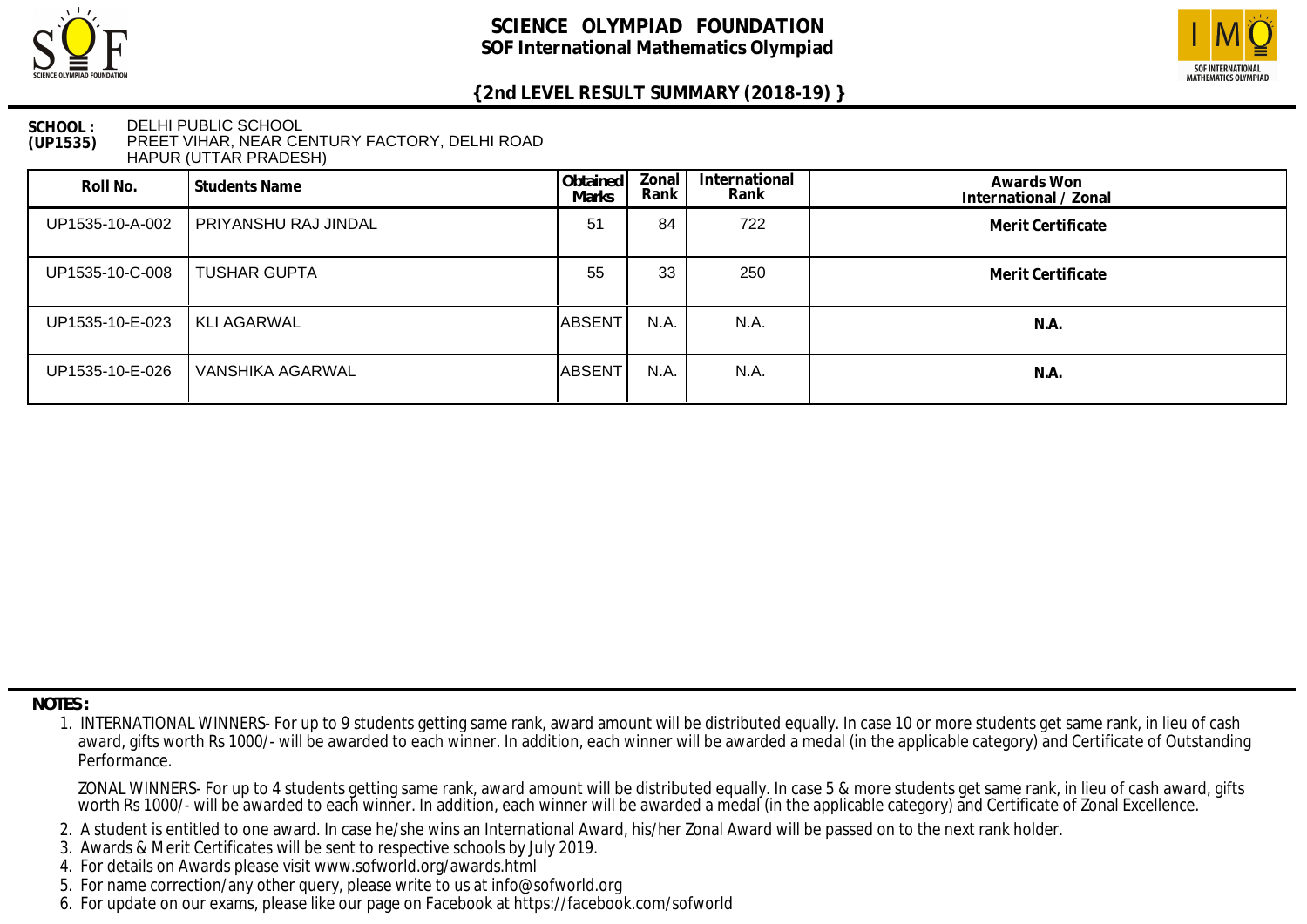# SCIENCE OLYMPIAD FOUNDATION

## SOF International Mathematics Olympiad

### {2nd LEVEL RESULT SUMMARY (2018-19) }

**SCHOOL : (UP1535)** DELHI PUBLIC SCHOOL
PREET VIHAR, NEAR CENTURY FACTORY, DELHI ROAD
HAPUR (UTTAR PRADESH)

| Roll No. | Students Name | Obtained Marks | Zonal Rank | International Rank | Awards Won International / Zonal |
|---|---|---|---|---|---|
| UP1535-10-A-002 | PRIYANSHU RAJ JINDAL | 51 | 84 | 722 | Merit Certificate |
| UP1535-10-C-008 | TUSHAR GUPTA | 55 | 33 | 250 | Merit Certificate |
| UP1535-10-E-023 | KLI AGARWAL | ABSENT | N.A. | N.A. | N.A. |
| UP1535-10-E-026 | VANSHIKA AGARWAL | ABSENT | N.A. | N.A. | N.A. |

**NOTES :**

1. INTERNATIONAL WINNERS- For up to 9 students getting same rank, award amount will be distributed equally. In case 10 or more students get same rank, in lieu of cash award, gifts worth Rs 1000/- will be awarded to each winner. In addition, each winner will be awarded a medal (in the applicable category) and Certificate of Outstanding Performance.

   ZONAL WINNERS- For up to 4 students getting same rank, award amount will be distributed equally. In case 5 & more students get same rank, in lieu of cash award, gifts worth Rs 1000/- will be awarded to each winner. In addition, each winner will be awarded a medal (in the applicable category) and Certificate of Zonal Excellence.
2. A student is entitled to one award. In case he/she wins an International Award, his/her Zonal Award will be passed on to the next rank holder.
3. Awards & Merit Certificates will be sent to respective schools by July 2019.
4. For details on Awards please visit www.sofworld.org/awards.html
5. For name correction/any other query, please write to us at info@sofworld.org
6. For update on our exams, please like our page on Facebook at https://facebook.com/sofworld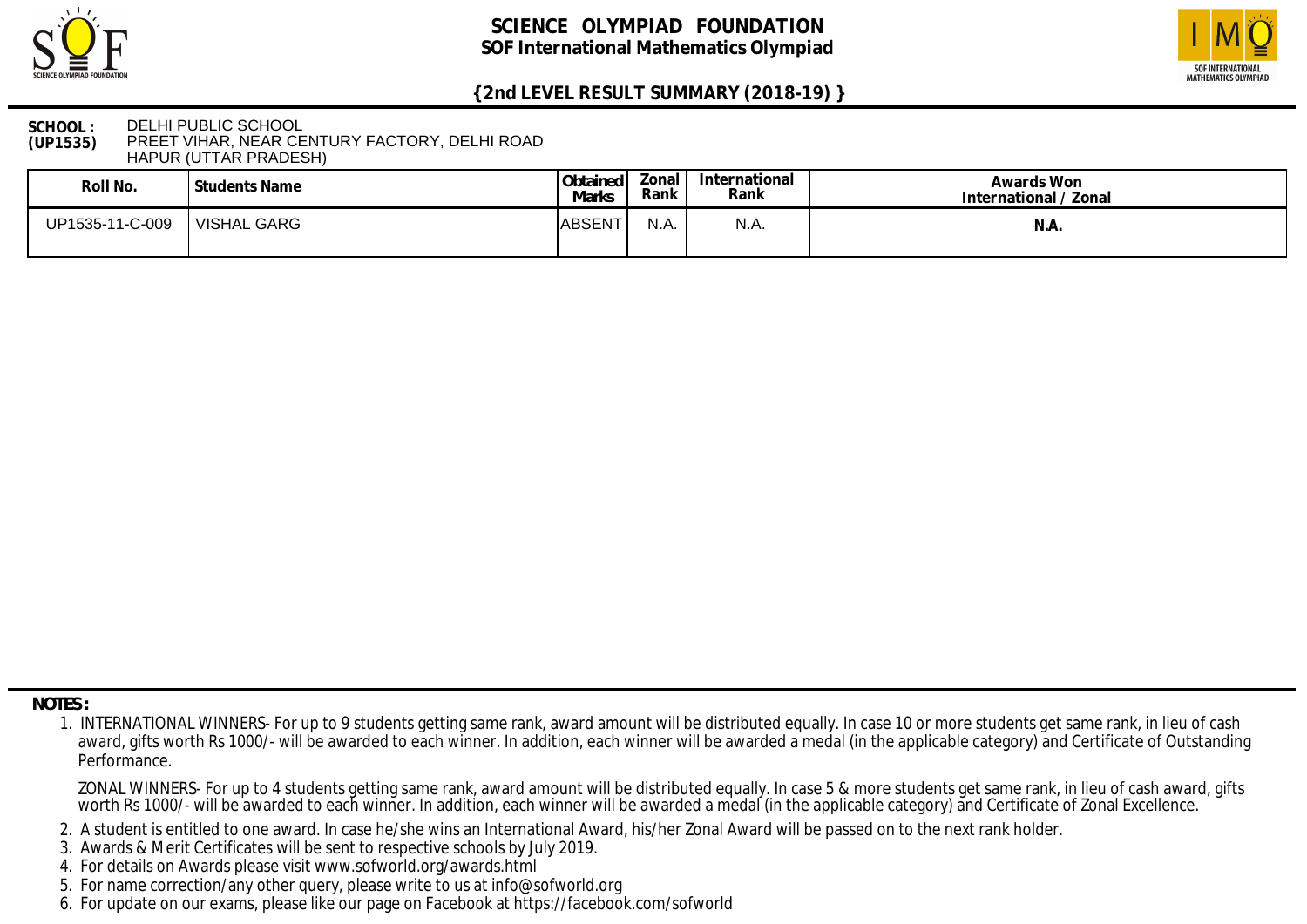# SCIENCE OLYMPIAD FOUNDATION
## SOF International Mathematics Olympiad

### {2nd LEVEL RESULT SUMMARY (2018-19) }

**SCHOOL : (UP1535)** DELHI PUBLIC SCHOOL
PREET VIHAR, NEAR CENTURY FACTORY, DELHI ROAD
HAPUR (UTTAR PRADESH)

| Roll No. | Students Name | Obtained Marks | Zonal Rank | International Rank | Awards Won International / Zonal |
|---|---|---|---|---|---|
| UP1535-11-C-009 | VISHAL GARG | ABSENT | N.A. | N.A. | **N.A.** |

**NOTES :**

1. INTERNATIONAL WINNERS- For up to 9 students getting same rank, award amount will be distributed equally. In case 10 or more students get same rank, in lieu of cash award, gifts worth Rs 1000/- will be awarded to each winner. In addition, each winner will be awarded a medal (in the applicable category) and Certificate of Outstanding Performance.

   ZONAL WINNERS- For up to 4 students getting same rank, award amount will be distributed equally. In case 5 & more students get same rank, in lieu of cash award, gifts worth Rs 1000/- will be awarded to each winner. In addition, each winner will be awarded a medal (in the applicable category) and Certificate of Zonal Excellence.

2. A student is entitled to one award. In case he/she wins an International Award, his/her Zonal Award will be passed on to the next rank holder.
3. Awards & Merit Certificates will be sent to respective schools by July 2019.
4. For details on Awards please visit www.sofworld.org/awards.html
5. For name correction/any other query, please write to us at info@sofworld.org
6. For update on our exams, please like our page on Facebook at https://facebook.com/sofworld